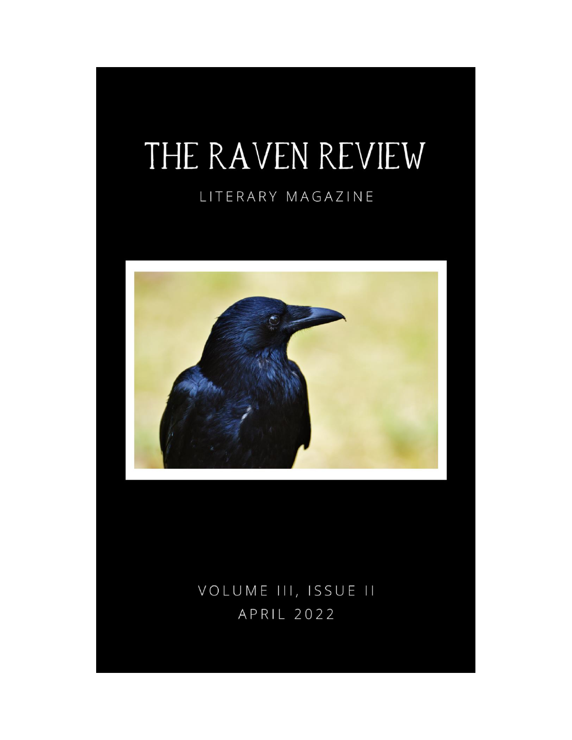# THE RAVEN REVIEW

LITERARY MAGAZINE

VOLUME III, ISSUE II
APRIL 2022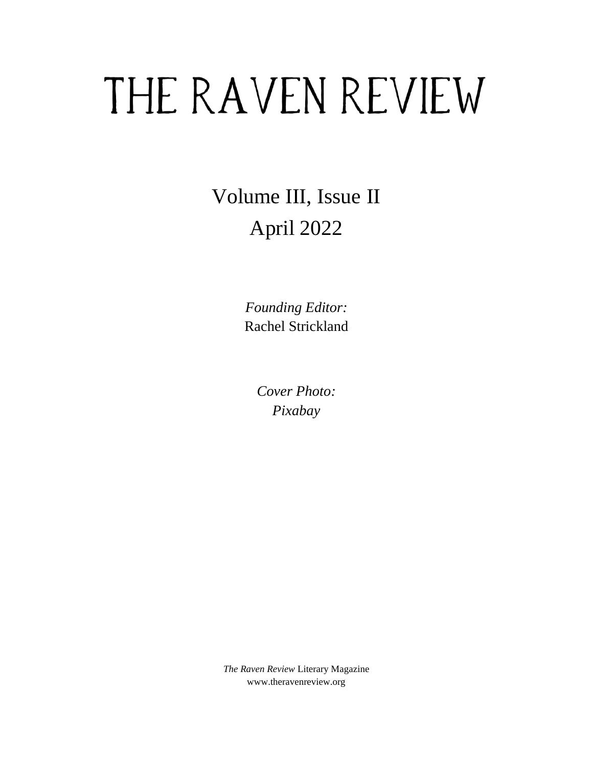# THE RAVEN REVIEW

Volume III, Issue II

April 2022

*Founding Editor:*
Rachel Strickland

*Cover Photo:*
*Pixabay*

*The Raven Review* Literary Magazine
www.theravenreview.org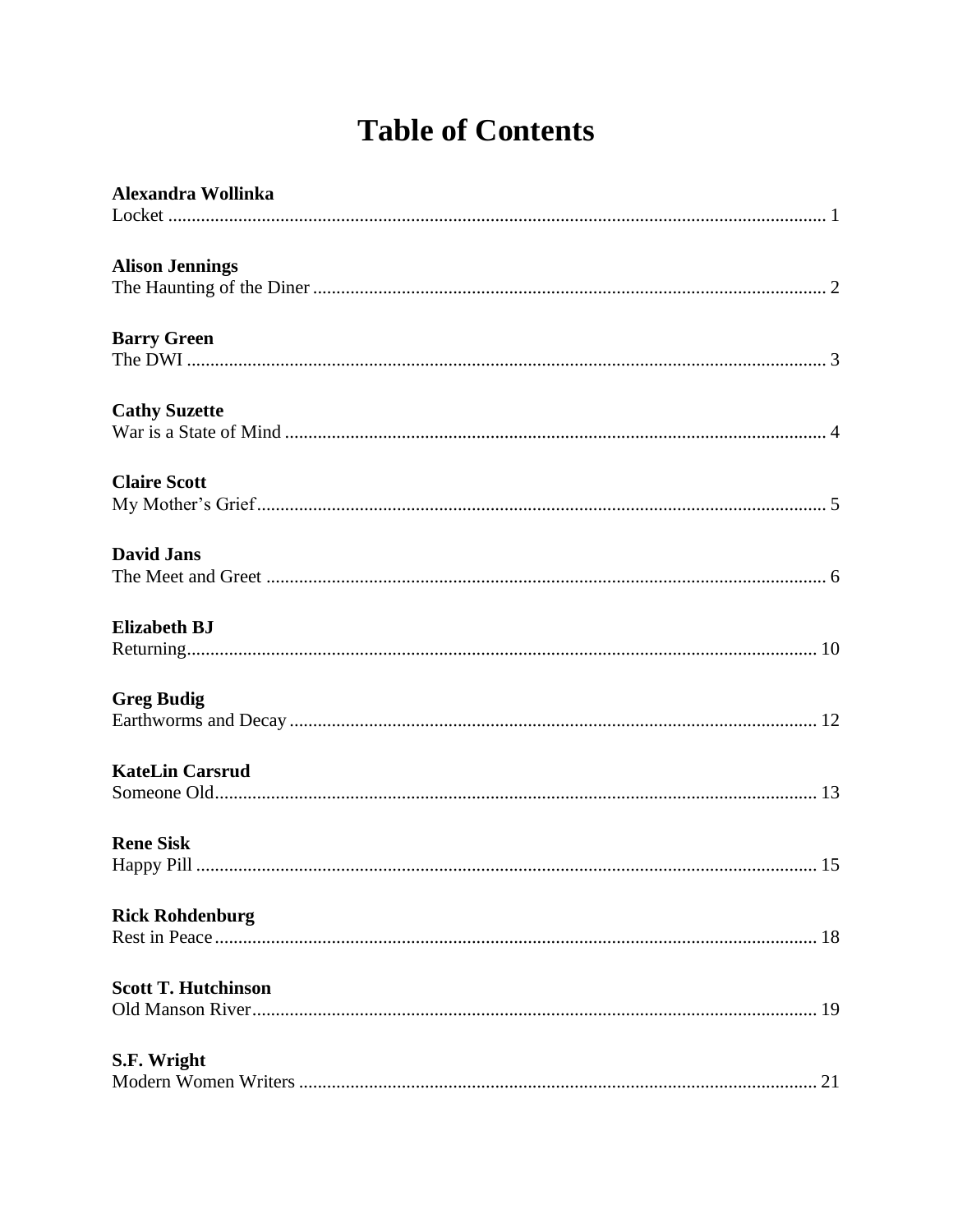# Table of Contents

**Alexandra Wollinka**
Locket ........................................................................................................................................ 1

**Alison Jennings**
The Haunting of the Diner ......................................................................................................... 2

**Barry Green**
The DWI ..................................................................................................................................... 3

**Cathy Suzette**
War is a State of Mind ................................................................................................................ 4

**Claire Scott**
My Mother's Grief ...................................................................................................................... 5

**David Jans**
The Meet and Greet .................................................................................................................... 6

**Elizabeth BJ**
Returning.................................................................................................................................... 10

**Greg Budig**
Earthworms and Decay .............................................................................................................. 12

**KateLin Carsrud**
Someone Old.............................................................................................................................. 13

**Rene Sisk**
Happy Pill .................................................................................................................................. 15

**Rick Rohdenburg**
Rest in Peace .............................................................................................................................. 18

**Scott T. Hutchinson**
Old Manson River...................................................................................................................... 19

**S.F. Wright**
Modern Women Writers ............................................................................................................ 21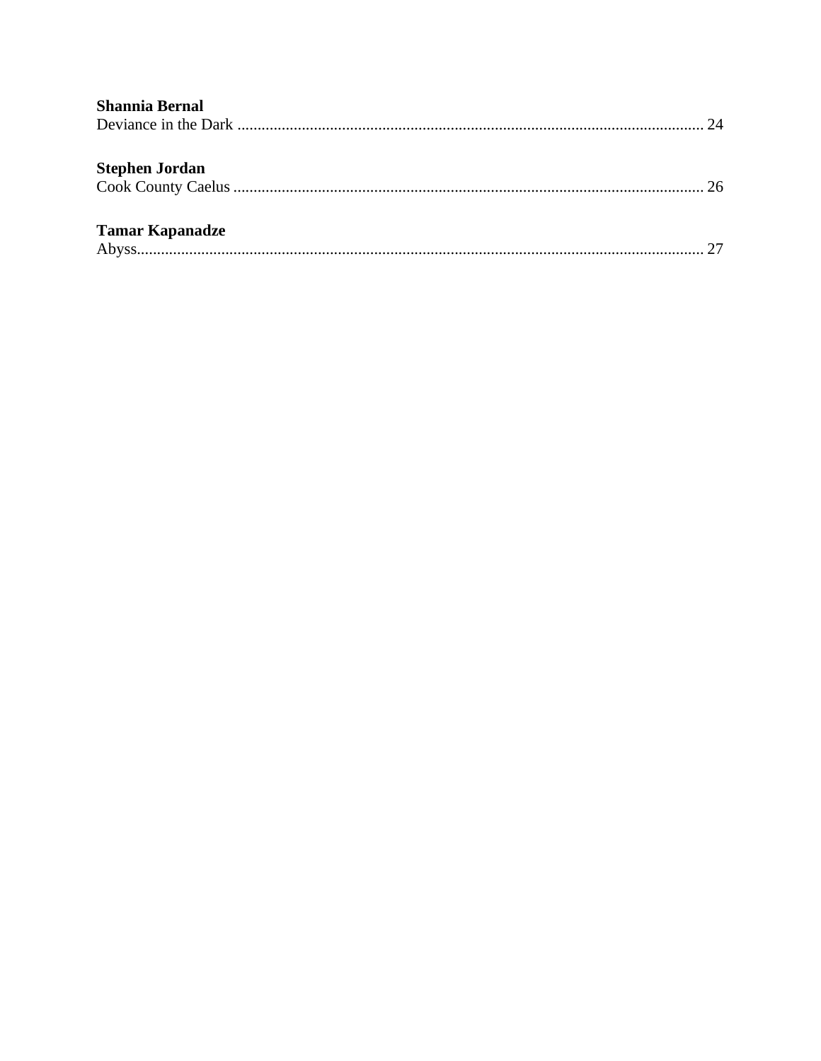**Shannia Bernal**
Deviance in the Dark ........................................................................................................ 24

**Stephen Jordan**
Cook County Caelus ........................................................................................................ 26

**Tamar Kapanadze**
Abyss................................................................................................................................ 27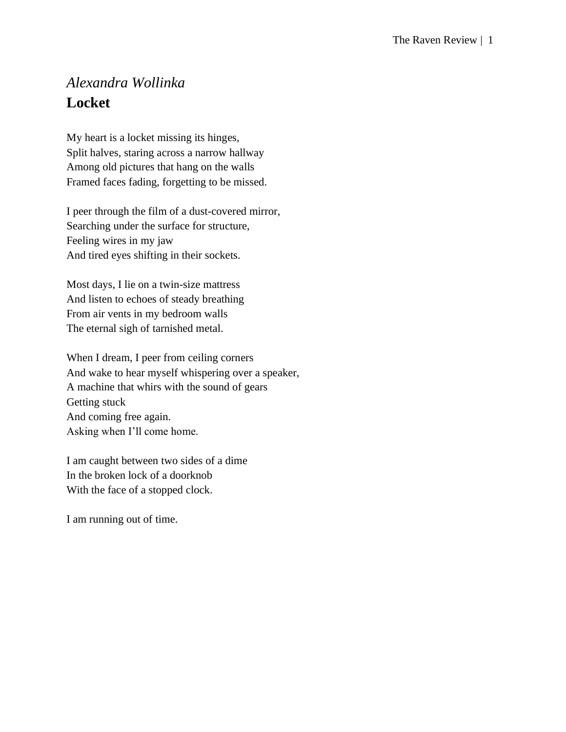*Alexandra Wollinka*

**Locket**

My heart is a locket missing its hinges,  
Split halves, staring across a narrow hallway  
Among old pictures that hang on the walls  
Framed faces fading, forgetting to be missed.

I peer through the film of a dust-covered mirror,  
Searching under the surface for structure,  
Feeling wires in my jaw  
And tired eyes shifting in their sockets.

Most days, I lie on a twin-size mattress  
And listen to echoes of steady breathing  
From air vents in my bedroom walls  
The eternal sigh of tarnished metal.

When I dream, I peer from ceiling corners  
And wake to hear myself whispering over a speaker,  
A machine that whirs with the sound of gears  
Getting stuck  
And coming free again.  
Asking when I'll come home.

I am caught between two sides of a dime  
In the broken lock of a doorknob  
With the face of a stopped clock.

I am running out of time.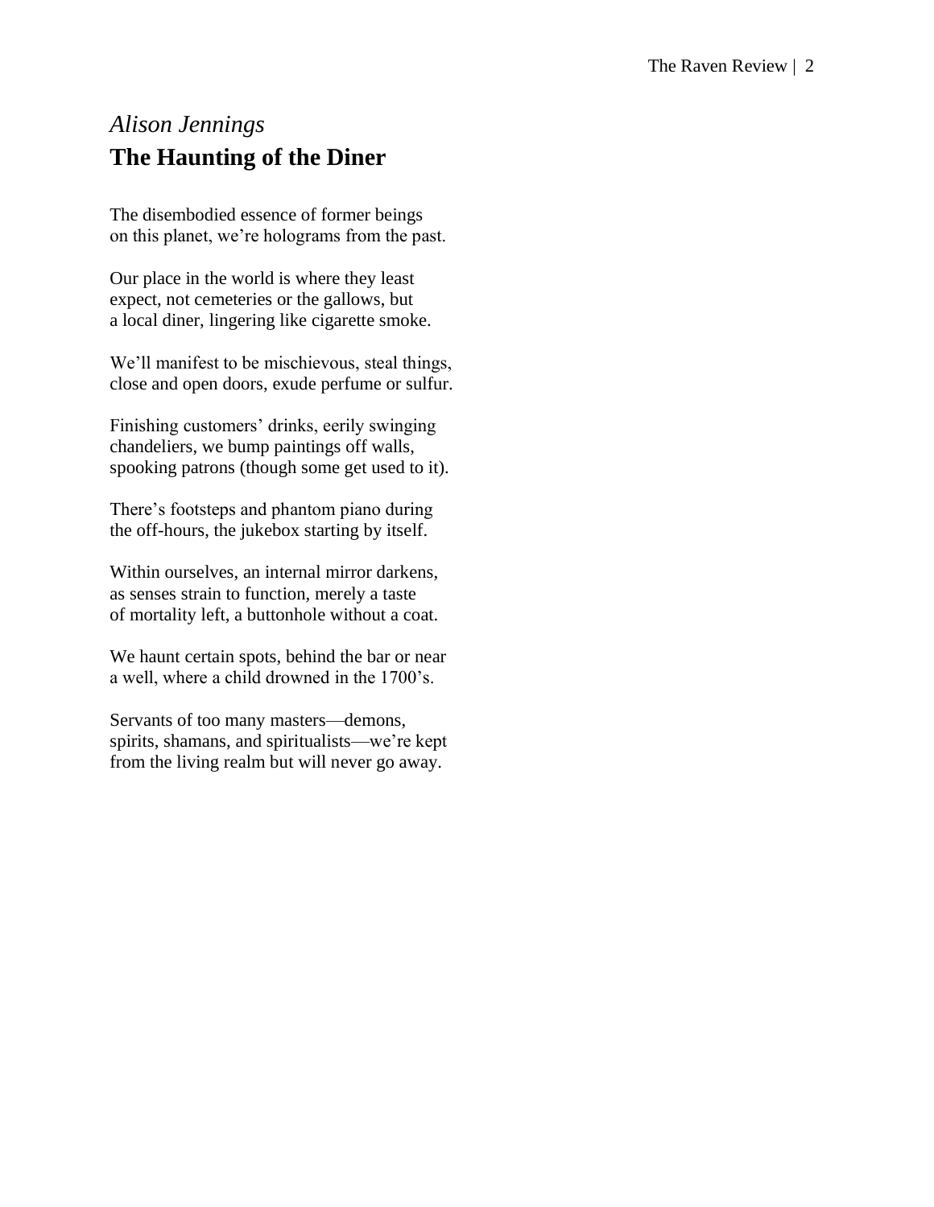*Alison Jennings*

## The Haunting of the Diner

The disembodied essence of former beings
on this planet, we're holograms from the past.

Our place in the world is where they least
expect, not cemeteries or the gallows, but
a local diner, lingering like cigarette smoke.

We'll manifest to be mischievous, steal things,
close and open doors, exude perfume or sulfur.

Finishing customers' drinks, eerily swinging
chandeliers, we bump paintings off walls,
spooking patrons (though some get used to it).

There's footsteps and phantom piano during
the off-hours, the jukebox starting by itself.

Within ourselves, an internal mirror darkens,
as senses strain to function, merely a taste
of mortality left, a buttonhole without a coat.

We haunt certain spots, behind the bar or near
a well, where a child drowned in the 1700's.

Servants of too many masters—demons,
spirits, shamans, and spiritualists—we're kept
from the living realm but will never go away.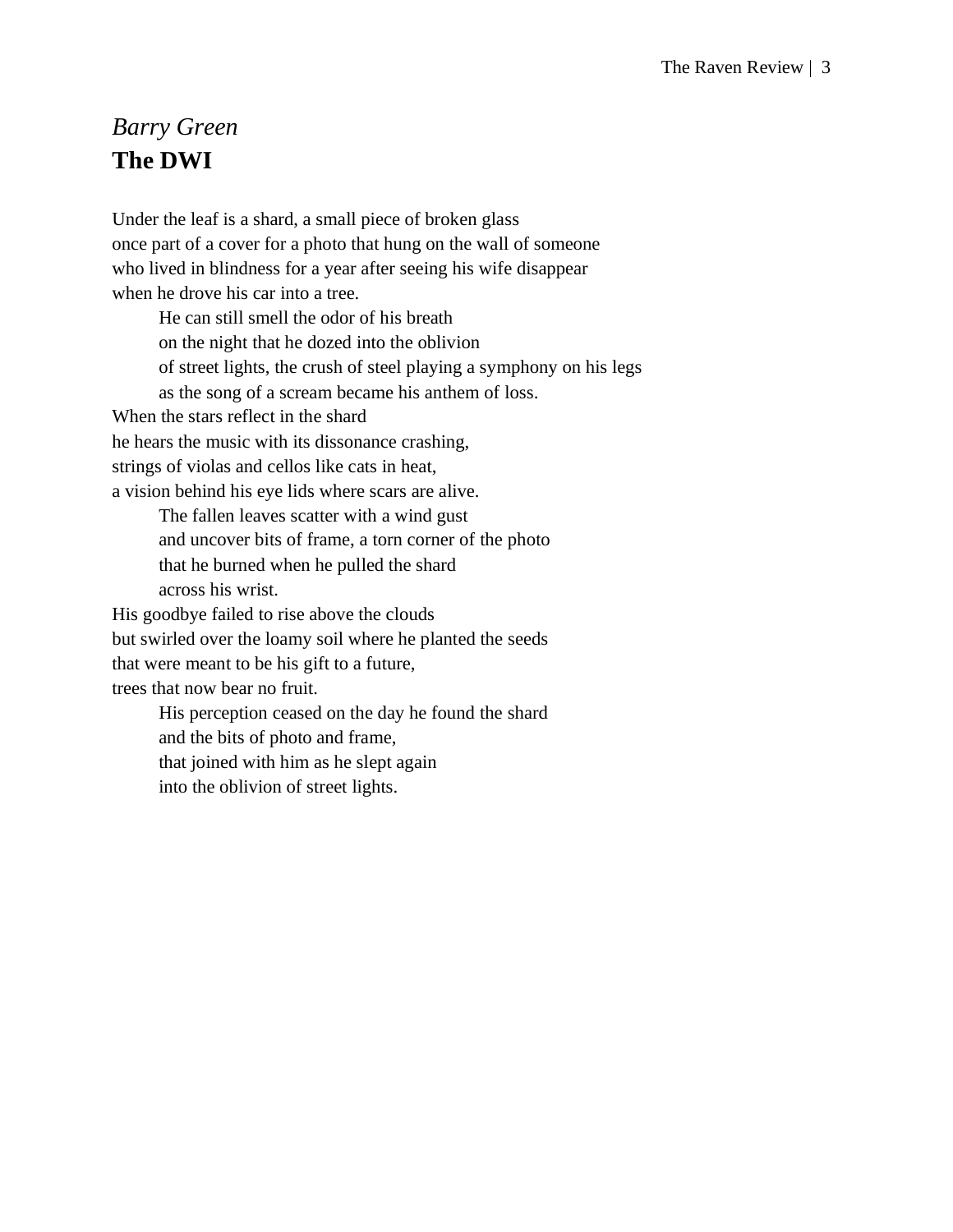*Barry Green*

**The DWI**

Under the leaf is a shard, a small piece of broken glass  
once part of a cover for a photo that hung on the wall of someone  
who lived in blindness for a year after seeing his wife disappear  
when he drove his car into a tree.  
&nbsp;&nbsp;&nbsp;&nbsp;&nbsp;&nbsp;&nbsp;&nbsp;He can still smell the odor of his breath  
&nbsp;&nbsp;&nbsp;&nbsp;&nbsp;&nbsp;&nbsp;&nbsp;on the night that he dozed into the oblivion  
&nbsp;&nbsp;&nbsp;&nbsp;&nbsp;&nbsp;&nbsp;&nbsp;of street lights, the crush of steel playing a symphony on his legs  
&nbsp;&nbsp;&nbsp;&nbsp;&nbsp;&nbsp;&nbsp;&nbsp;as the song of a scream became his anthem of loss.  
When the stars reflect in the shard  
he hears the music with its dissonance crashing,  
strings of violas and cellos like cats in heat,  
a vision behind his eye lids where scars are alive.  
&nbsp;&nbsp;&nbsp;&nbsp;&nbsp;&nbsp;&nbsp;&nbsp;The fallen leaves scatter with a wind gust  
&nbsp;&nbsp;&nbsp;&nbsp;&nbsp;&nbsp;&nbsp;&nbsp;and uncover bits of frame, a torn corner of the photo  
&nbsp;&nbsp;&nbsp;&nbsp;&nbsp;&nbsp;&nbsp;&nbsp;that he burned when he pulled the shard  
&nbsp;&nbsp;&nbsp;&nbsp;&nbsp;&nbsp;&nbsp;&nbsp;across his wrist.  
His goodbye failed to rise above the clouds  
but swirled over the loamy soil where he planted the seeds  
that were meant to be his gift to a future,  
trees that now bear no fruit.  
&nbsp;&nbsp;&nbsp;&nbsp;&nbsp;&nbsp;&nbsp;&nbsp;His perception ceased on the day he found the shard  
&nbsp;&nbsp;&nbsp;&nbsp;&nbsp;&nbsp;&nbsp;&nbsp;and the bits of photo and frame,  
&nbsp;&nbsp;&nbsp;&nbsp;&nbsp;&nbsp;&nbsp;&nbsp;that joined with him as he slept again  
&nbsp;&nbsp;&nbsp;&nbsp;&nbsp;&nbsp;&nbsp;&nbsp;into the oblivion of street lights.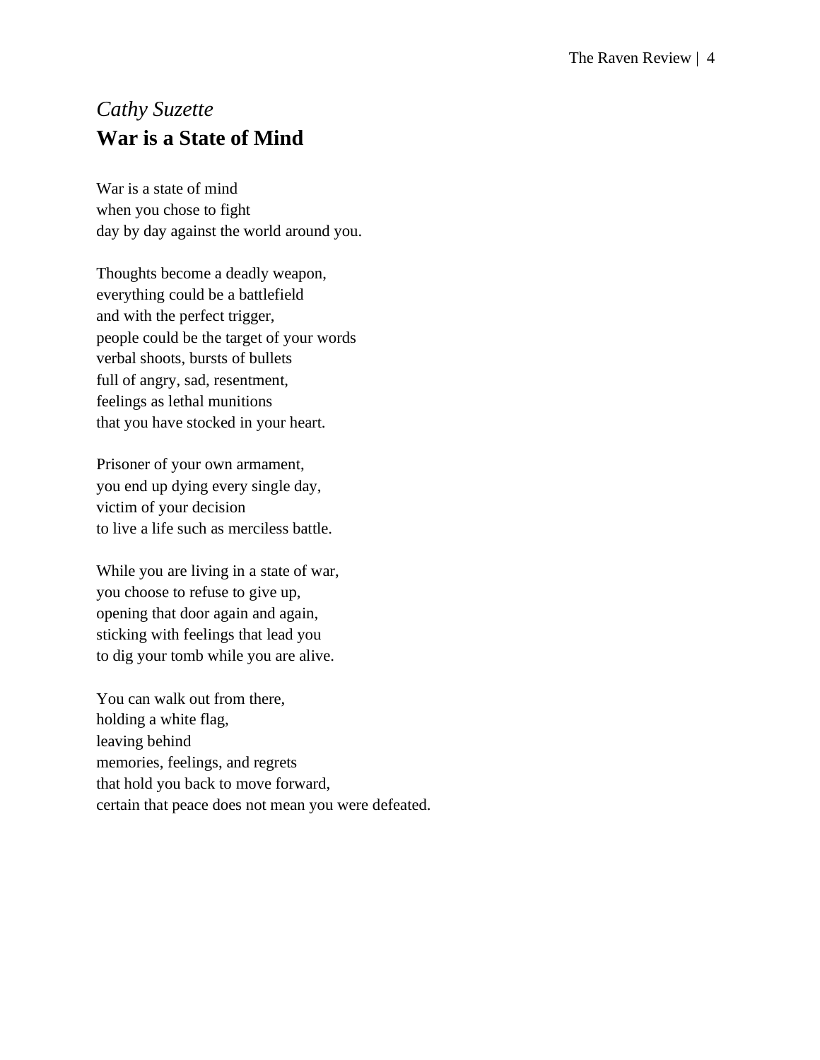*Cathy Suzette*

## War is a State of Mind

War is a state of mind  
when you chose to fight  
day by day against the world around you.

Thoughts become a deadly weapon,  
everything could be a battlefield  
and with the perfect trigger,  
people could be the target of your words  
verbal shoots, bursts of bullets  
full of angry, sad, resentment,  
feelings as lethal munitions  
that you have stocked in your heart.

Prisoner of your own armament,  
you end up dying every single day,  
victim of your decision  
to live a life such as merciless battle.

While you are living in a state of war,  
you choose to refuse to give up,  
opening that door again and again,  
sticking with feelings that lead you  
to dig your tomb while you are alive.

You can walk out from there,  
holding a white flag,  
leaving behind  
memories, feelings, and regrets  
that hold you back to move forward,  
certain that peace does not mean you were defeated.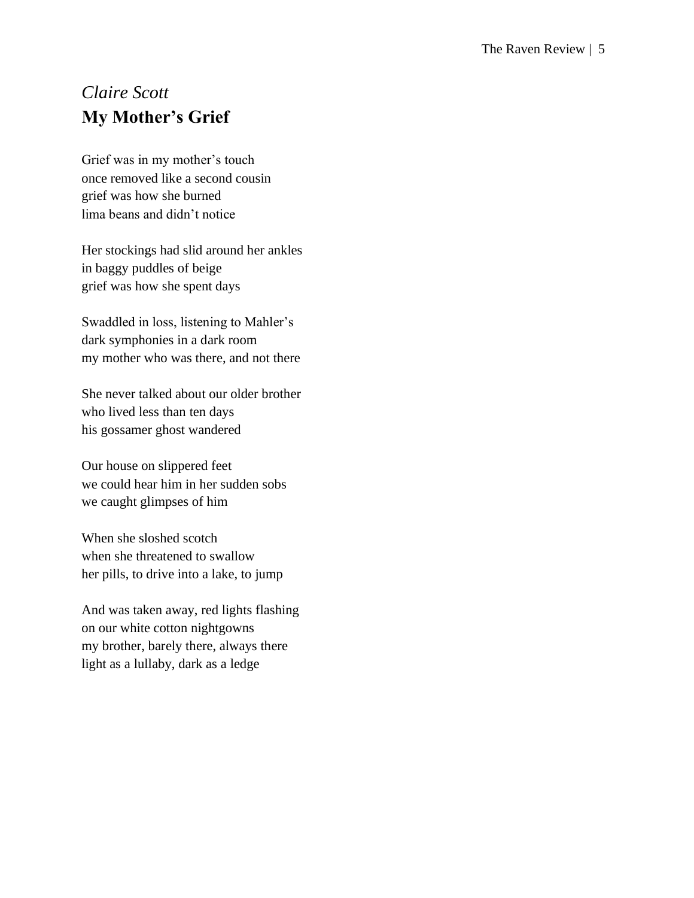*Claire Scott*

## My Mother's Grief

Grief was in my mother's touch  
once removed like a second cousin  
grief was how she burned  
lima beans and didn't notice

Her stockings had slid around her ankles  
in baggy puddles of beige  
grief was how she spent days

Swaddled in loss, listening to Mahler's  
dark symphonies in a dark room  
my mother who was there, and not there

She never talked about our older brother  
who lived less than ten days  
his gossamer ghost wandered

Our house on slippered feet  
we could hear him in her sudden sobs  
we caught glimpses of him

When she sloshed scotch  
when she threatened to swallow  
her pills, to drive into a lake, to jump

And was taken away, red lights flashing  
on our white cotton nightgowns  
my brother, barely there, always there  
light as a lullaby, dark as a ledge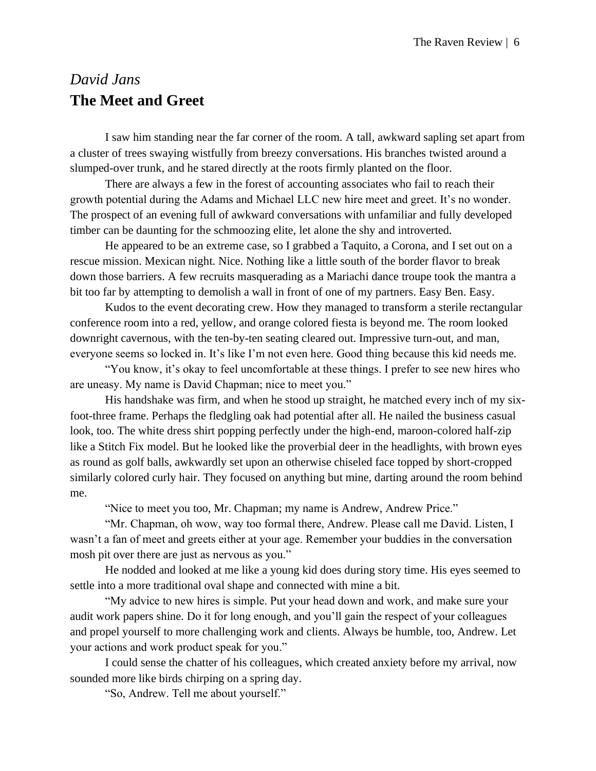*David Jans*

## The Meet and Greet

I saw him standing near the far corner of the room. A tall, awkward sapling set apart from a cluster of trees swaying wistfully from breezy conversations. His branches twisted around a slumped-over trunk, and he stared directly at the roots firmly planted on the floor.

There are always a few in the forest of accounting associates who fail to reach their growth potential during the Adams and Michael LLC new hire meet and greet. It's no wonder. The prospect of an evening full of awkward conversations with unfamiliar and fully developed timber can be daunting for the schmoozing elite, let alone the shy and introverted.

He appeared to be an extreme case, so I grabbed a Taquito, a Corona, and I set out on a rescue mission. Mexican night. Nice. Nothing like a little south of the border flavor to break down those barriers. A few recruits masquerading as a Mariachi dance troupe took the mantra a bit too far by attempting to demolish a wall in front of one of my partners. Easy Ben. Easy.

Kudos to the event decorating crew. How they managed to transform a sterile rectangular conference room into a red, yellow, and orange colored fiesta is beyond me. The room looked downright cavernous, with the ten-by-ten seating cleared out. Impressive turn-out, and man, everyone seems so locked in. It's like I'm not even here. Good thing because this kid needs me.

"You know, it's okay to feel uncomfortable at these things. I prefer to see new hires who are uneasy. My name is David Chapman; nice to meet you."

His handshake was firm, and when he stood up straight, he matched every inch of my six-foot-three frame. Perhaps the fledgling oak had potential after all. He nailed the business casual look, too. The white dress shirt popping perfectly under the high-end, maroon-colored half-zip like a Stitch Fix model. But he looked like the proverbial deer in the headlights, with brown eyes as round as golf balls, awkwardly set upon an otherwise chiseled face topped by short-cropped similarly colored curly hair. They focused on anything but mine, darting around the room behind me.

"Nice to meet you too, Mr. Chapman; my name is Andrew, Andrew Price."

"Mr. Chapman, oh wow, way too formal there, Andrew. Please call me David. Listen, I wasn't a fan of meet and greets either at your age. Remember your buddies in the conversation mosh pit over there are just as nervous as you."

He nodded and looked at me like a young kid does during story time. His eyes seemed to settle into a more traditional oval shape and connected with mine a bit.

"My advice to new hires is simple. Put your head down and work, and make sure your audit work papers shine. Do it for long enough, and you'll gain the respect of your colleagues and propel yourself to more challenging work and clients. Always be humble, too, Andrew. Let your actions and work product speak for you."

I could sense the chatter of his colleagues, which created anxiety before my arrival, now sounded more like birds chirping on a spring day.

"So, Andrew. Tell me about yourself."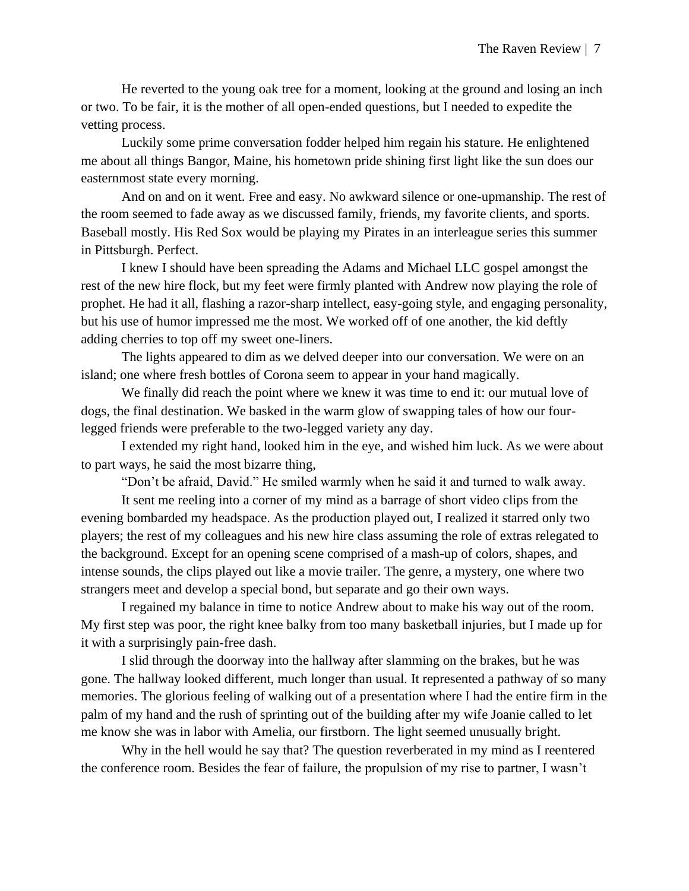He reverted to the young oak tree for a moment, looking at the ground and losing an inch or two. To be fair, it is the mother of all open-ended questions, but I needed to expedite the vetting process.

Luckily some prime conversation fodder helped him regain his stature. He enlightened me about all things Bangor, Maine, his hometown pride shining first light like the sun does our easternmost state every morning.

And on and on it went. Free and easy. No awkward silence or one-upmanship. The rest of the room seemed to fade away as we discussed family, friends, my favorite clients, and sports. Baseball mostly. His Red Sox would be playing my Pirates in an interleague series this summer in Pittsburgh. Perfect.

I knew I should have been spreading the Adams and Michael LLC gospel amongst the rest of the new hire flock, but my feet were firmly planted with Andrew now playing the role of prophet. He had it all, flashing a razor-sharp intellect, easy-going style, and engaging personality, but his use of humor impressed me the most. We worked off of one another, the kid deftly adding cherries to top off my sweet one-liners.

The lights appeared to dim as we delved deeper into our conversation. We were on an island; one where fresh bottles of Corona seem to appear in your hand magically.

We finally did reach the point where we knew it was time to end it: our mutual love of dogs, the final destination. We basked in the warm glow of swapping tales of how our four-legged friends were preferable to the two-legged variety any day.

I extended my right hand, looked him in the eye, and wished him luck. As we were about to part ways, he said the most bizarre thing,

"Don't be afraid, David." He smiled warmly when he said it and turned to walk away.

It sent me reeling into a corner of my mind as a barrage of short video clips from the evening bombarded my headspace. As the production played out, I realized it starred only two players; the rest of my colleagues and his new hire class assuming the role of extras relegated to the background. Except for an opening scene comprised of a mash-up of colors, shapes, and intense sounds, the clips played out like a movie trailer. The genre, a mystery, one where two strangers meet and develop a special bond, but separate and go their own ways.

I regained my balance in time to notice Andrew about to make his way out of the room. My first step was poor, the right knee balky from too many basketball injuries, but I made up for it with a surprisingly pain-free dash.

I slid through the doorway into the hallway after slamming on the brakes, but he was gone. The hallway looked different, much longer than usual. It represented a pathway of so many memories. The glorious feeling of walking out of a presentation where I had the entire firm in the palm of my hand and the rush of sprinting out of the building after my wife Joanie called to let me know she was in labor with Amelia, our firstborn. The light seemed unusually bright.

Why in the hell would he say that? The question reverberated in my mind as I reentered the conference room. Besides the fear of failure, the propulsion of my rise to partner, I wasn't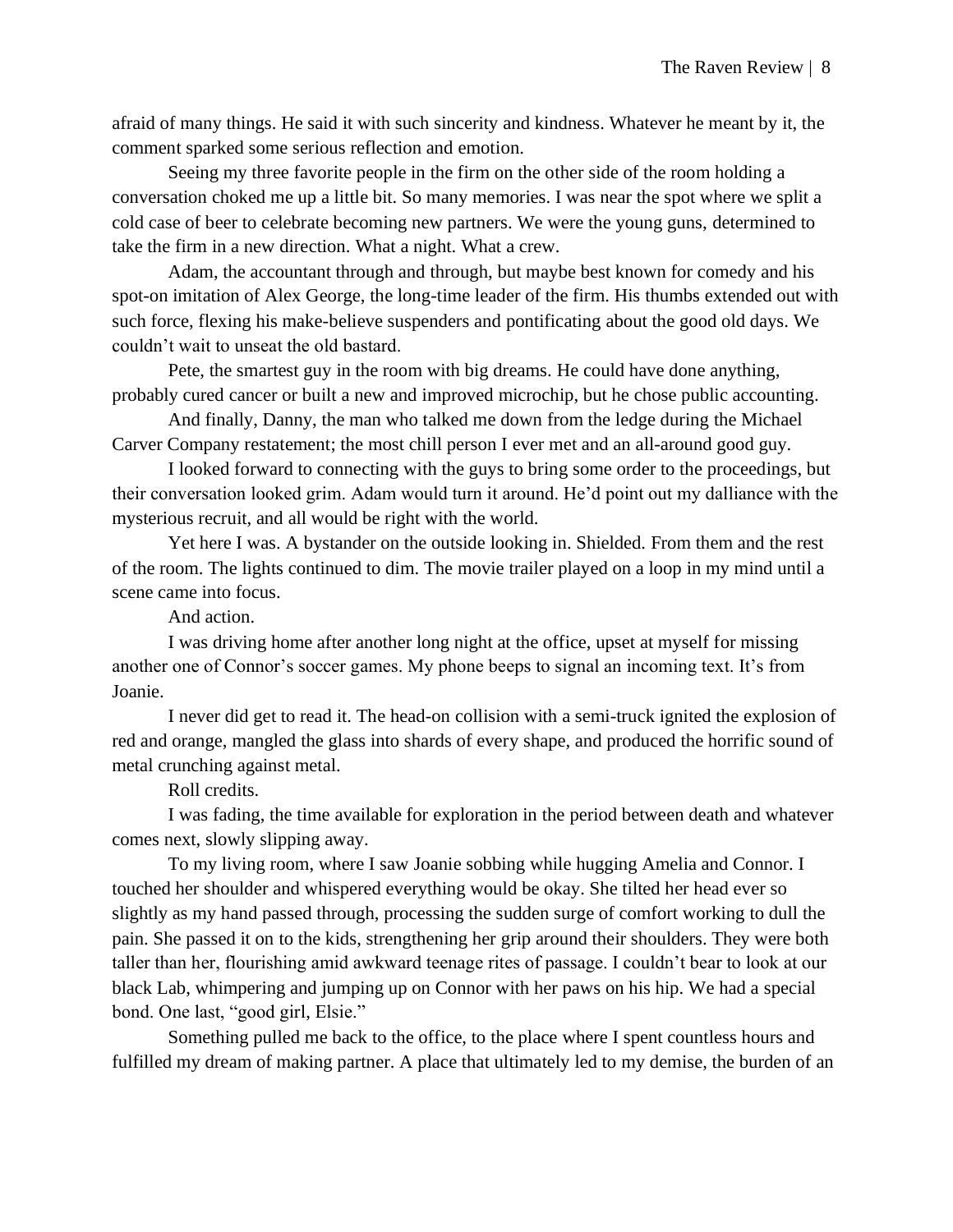afraid of many things. He said it with such sincerity and kindness. Whatever he meant by it, the comment sparked some serious reflection and emotion.

Seeing my three favorite people in the firm on the other side of the room holding a conversation choked me up a little bit. So many memories. I was near the spot where we split a cold case of beer to celebrate becoming new partners. We were the young guns, determined to take the firm in a new direction. What a night. What a crew.

Adam, the accountant through and through, but maybe best known for comedy and his spot-on imitation of Alex George, the long-time leader of the firm. His thumbs extended out with such force, flexing his make-believe suspenders and pontificating about the good old days. We couldn't wait to unseat the old bastard.

Pete, the smartest guy in the room with big dreams. He could have done anything, probably cured cancer or built a new and improved microchip, but he chose public accounting.

And finally, Danny, the man who talked me down from the ledge during the Michael Carver Company restatement; the most chill person I ever met and an all-around good guy.

I looked forward to connecting with the guys to bring some order to the proceedings, but their conversation looked grim. Adam would turn it around. He'd point out my dalliance with the mysterious recruit, and all would be right with the world.

Yet here I was. A bystander on the outside looking in. Shielded. From them and the rest of the room. The lights continued to dim. The movie trailer played on a loop in my mind until a scene came into focus.

And action.

I was driving home after another long night at the office, upset at myself for missing another one of Connor's soccer games. My phone beeps to signal an incoming text. It's from Joanie.

I never did get to read it. The head-on collision with a semi-truck ignited the explosion of red and orange, mangled the glass into shards of every shape, and produced the horrific sound of metal crunching against metal.

Roll credits.

I was fading, the time available for exploration in the period between death and whatever comes next, slowly slipping away.

To my living room, where I saw Joanie sobbing while hugging Amelia and Connor. I touched her shoulder and whispered everything would be okay. She tilted her head ever so slightly as my hand passed through, processing the sudden surge of comfort working to dull the pain. She passed it on to the kids, strengthening her grip around their shoulders. They were both taller than her, flourishing amid awkward teenage rites of passage. I couldn't bear to look at our black Lab, whimpering and jumping up on Connor with her paws on his hip. We had a special bond. One last, "good girl, Elsie."

Something pulled me back to the office, to the place where I spent countless hours and fulfilled my dream of making partner. A place that ultimately led to my demise, the burden of an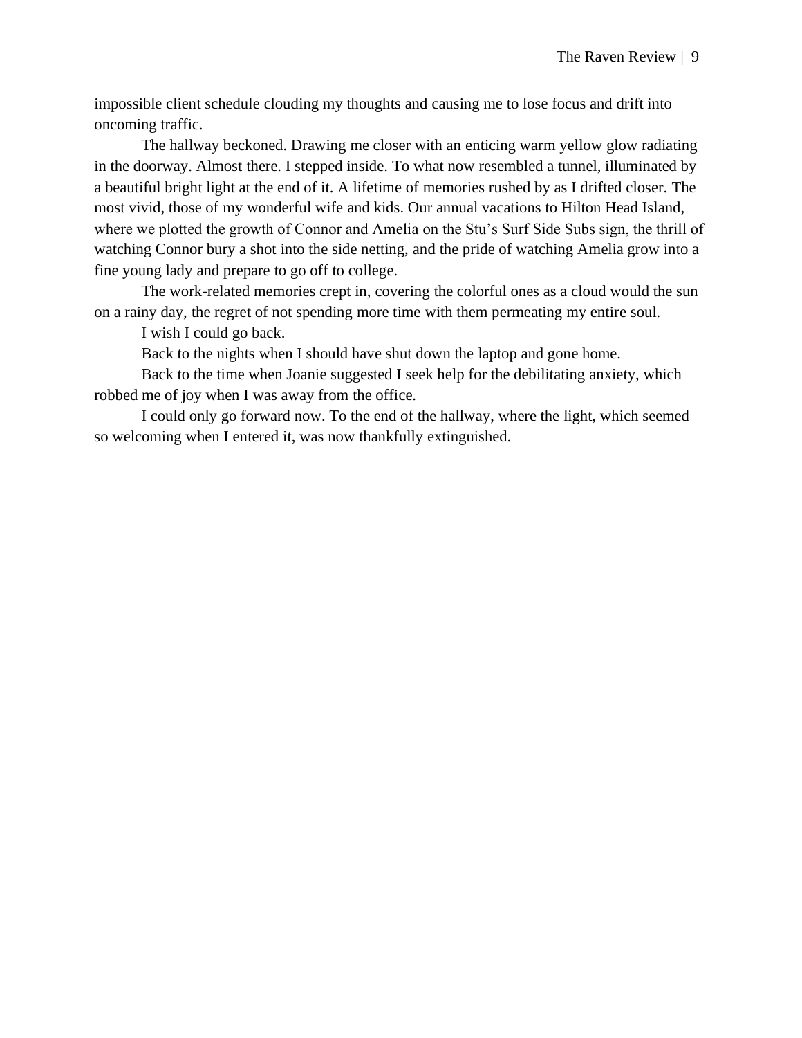impossible client schedule clouding my thoughts and causing me to lose focus and drift into oncoming traffic.

The hallway beckoned. Drawing me closer with an enticing warm yellow glow radiating in the doorway. Almost there. I stepped inside. To what now resembled a tunnel, illuminated by a beautiful bright light at the end of it. A lifetime of memories rushed by as I drifted closer. The most vivid, those of my wonderful wife and kids. Our annual vacations to Hilton Head Island, where we plotted the growth of Connor and Amelia on the Stu's Surf Side Subs sign, the thrill of watching Connor bury a shot into the side netting, and the pride of watching Amelia grow into a fine young lady and prepare to go off to college.

The work-related memories crept in, covering the colorful ones as a cloud would the sun on a rainy day, the regret of not spending more time with them permeating my entire soul.

I wish I could go back.

Back to the nights when I should have shut down the laptop and gone home.

Back to the time when Joanie suggested I seek help for the debilitating anxiety, which robbed me of joy when I was away from the office.

I could only go forward now. To the end of the hallway, where the light, which seemed so welcoming when I entered it, was now thankfully extinguished.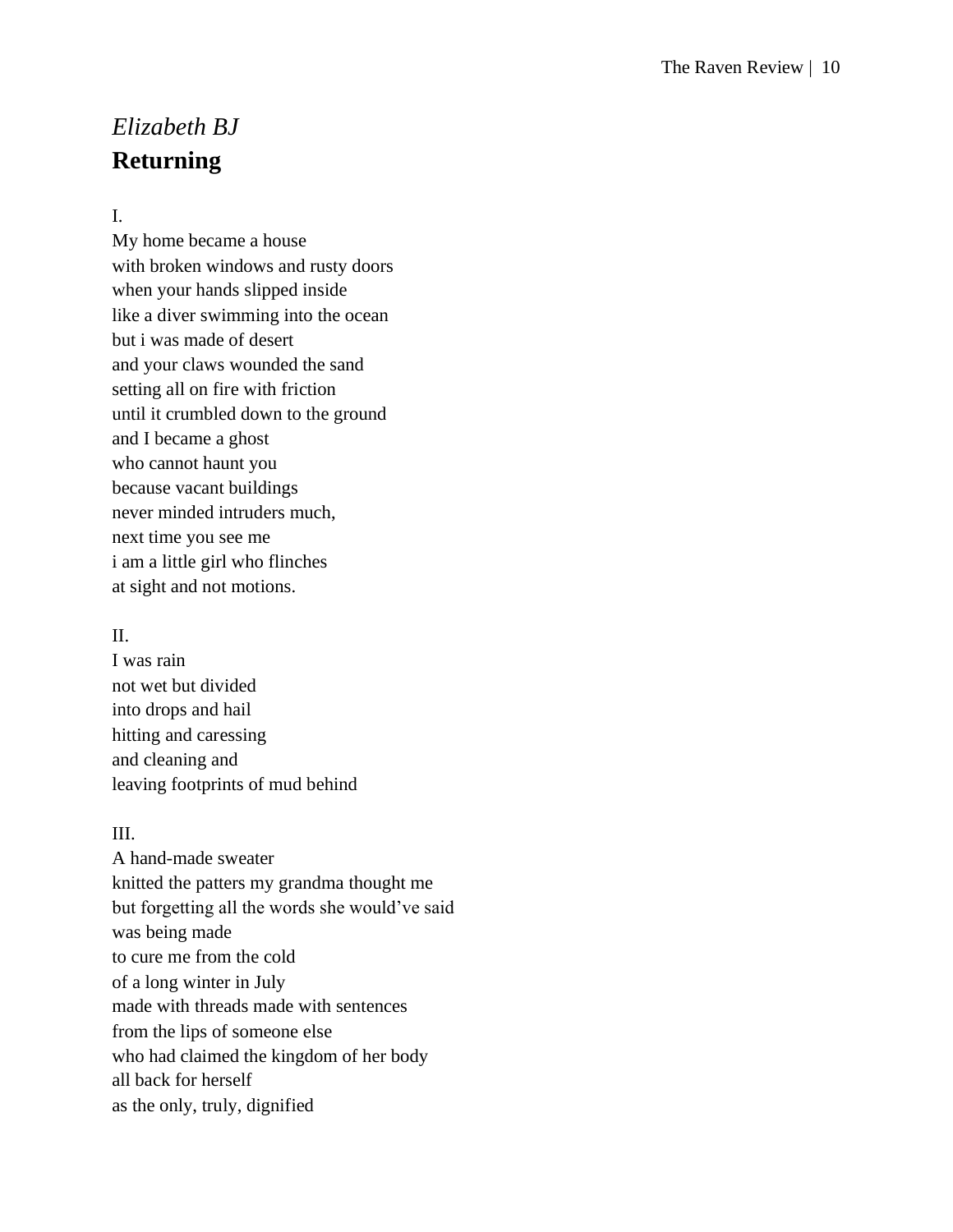*Elizabeth BJ*

## Returning

I.
My home became a house
with broken windows and rusty doors
when your hands slipped inside
like a diver swimming into the ocean
but i was made of desert
and your claws wounded the sand
setting all on fire with friction
until it crumbled down to the ground
and I became a ghost
who cannot haunt you
because vacant buildings
never minded intruders much,
next time you see me
i am a little girl who flinches
at sight and not motions.

II.
I was rain
not wet but divided
into drops and hail
hitting and caressing
and cleaning and
leaving footprints of mud behind

III.
A hand-made sweater
knitted the patters my grandma thought me
but forgetting all the words she would've said
was being made
to cure me from the cold
of a long winter in July
made with threads made with sentences
from the lips of someone else
who had claimed the kingdom of her body
all back for herself
as the only, truly, dignified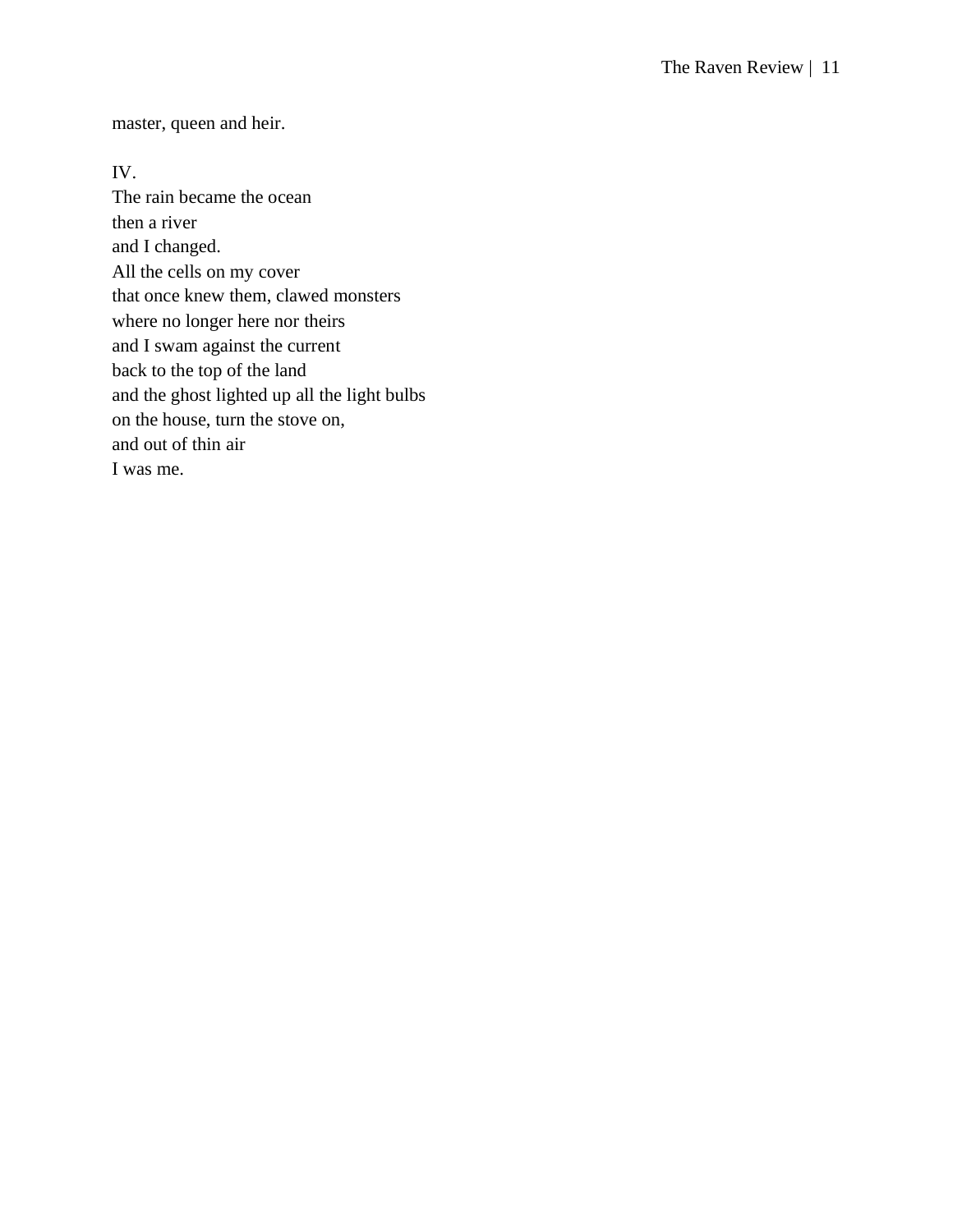master, queen and heir.

IV.  
The rain became the ocean  
then a river  
and I changed.  
All the cells on my cover  
that once knew them, clawed monsters  
where no longer here nor theirs  
and I swam against the current  
back to the top of the land  
and the ghost lighted up all the light bulbs  
on the house, turn the stove on,  
and out of thin air  
I was me.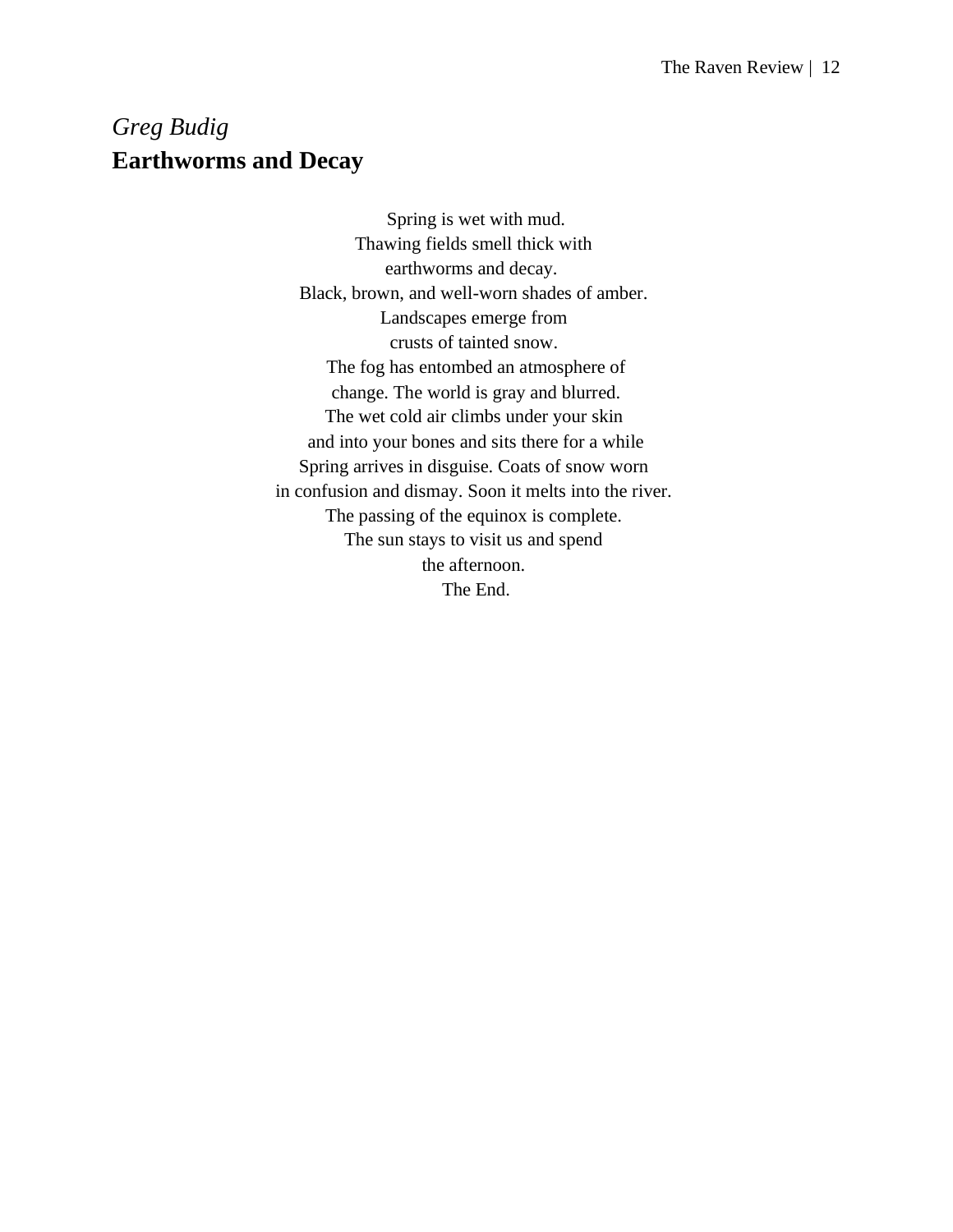*Greg Budig*

**Earthworms and Decay**

Spring is wet with mud.  
Thawing fields smell thick with  
earthworms and decay.  
Black, brown, and well-worn shades of amber.  
Landscapes emerge from  
crusts of tainted snow.  
The fog has entombed an atmosphere of  
change. The world is gray and blurred.  
The wet cold air climbs under your skin  
and into your bones and sits there for a while  
Spring arrives in disguise. Coats of snow worn  
in confusion and dismay. Soon it melts into the river.  
The passing of the equinox is complete.  
The sun stays to visit us and spend  
the afternoon.  
The End.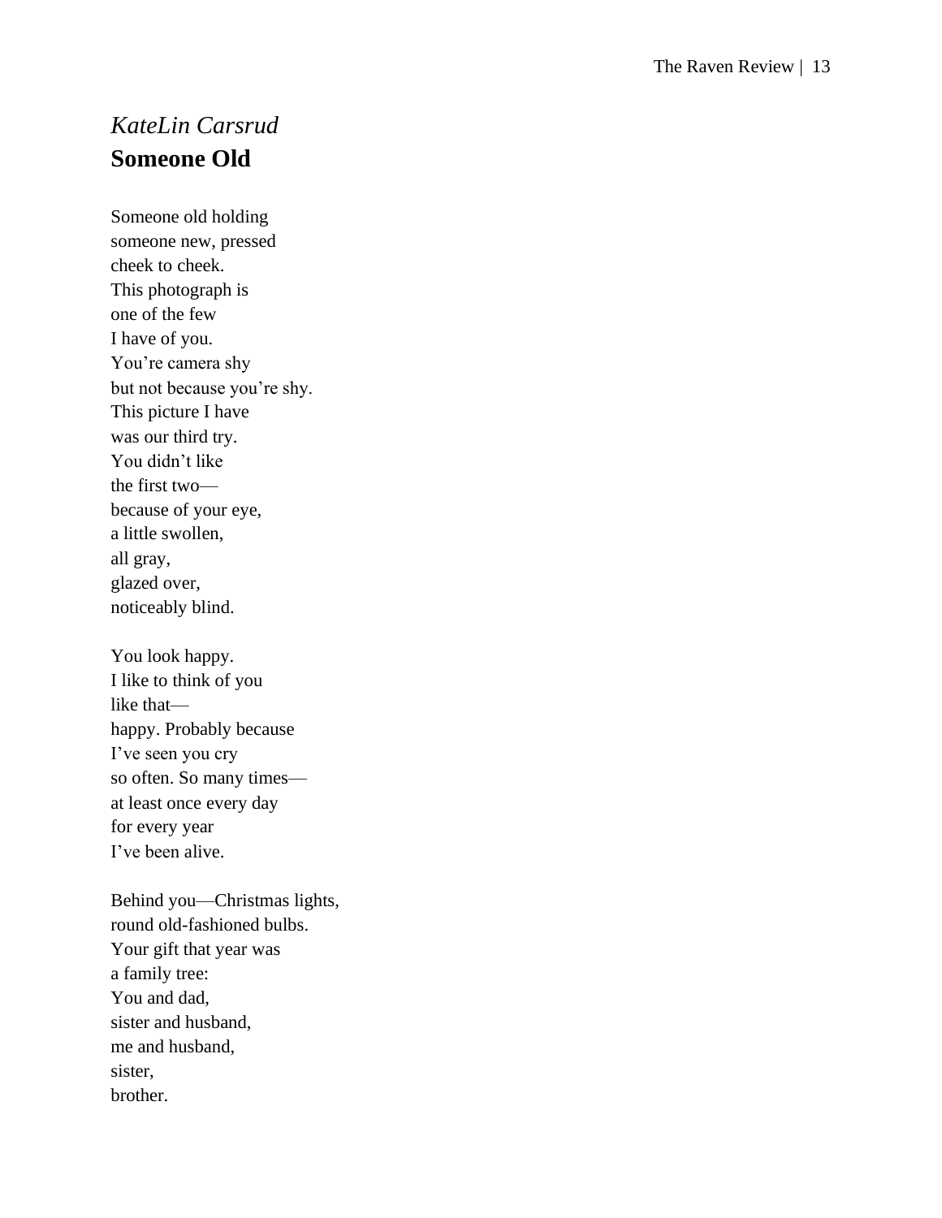*KateLin Carsrud*

## Someone Old

Someone old holding  
someone new, pressed  
cheek to cheek.  
This photograph is  
one of the few  
I have of you.  
You’re camera shy  
but not because you’re shy.  
This picture I have  
was our third try.  
You didn’t like  
the first two—  
because of your eye,  
a little swollen,  
all gray,  
glazed over,  
noticeably blind.

You look happy.  
I like to think of you  
like that—  
happy. Probably because  
I’ve seen you cry  
so often. So many times—  
at least once every day  
for every year  
I’ve been alive.

Behind you—Christmas lights,  
round old-fashioned bulbs.  
Your gift that year was  
a family tree:  
You and dad,  
sister and husband,  
me and husband,  
sister,  
brother.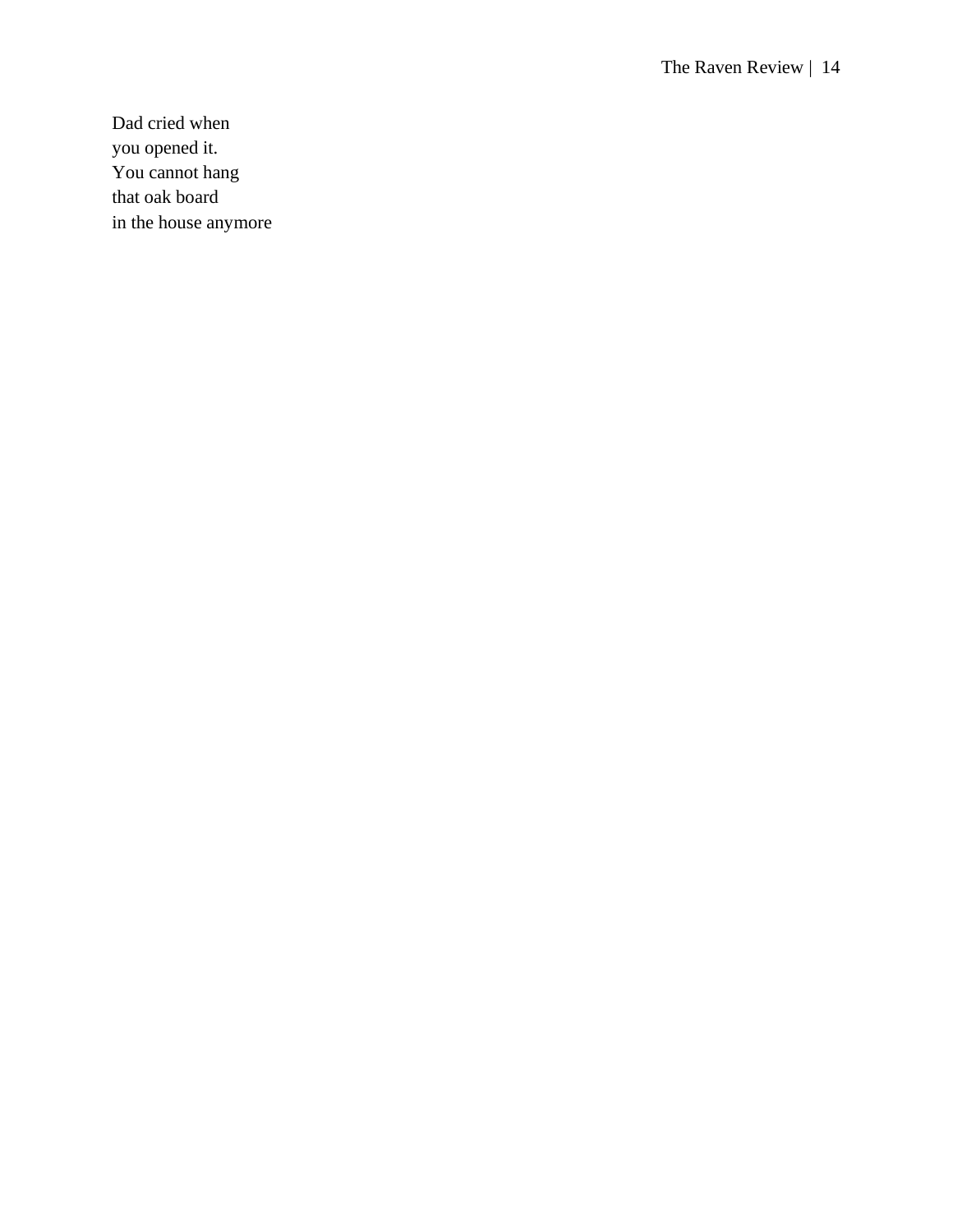Dad cried when  
you opened it.  
You cannot hang  
that oak board  
in the house anymore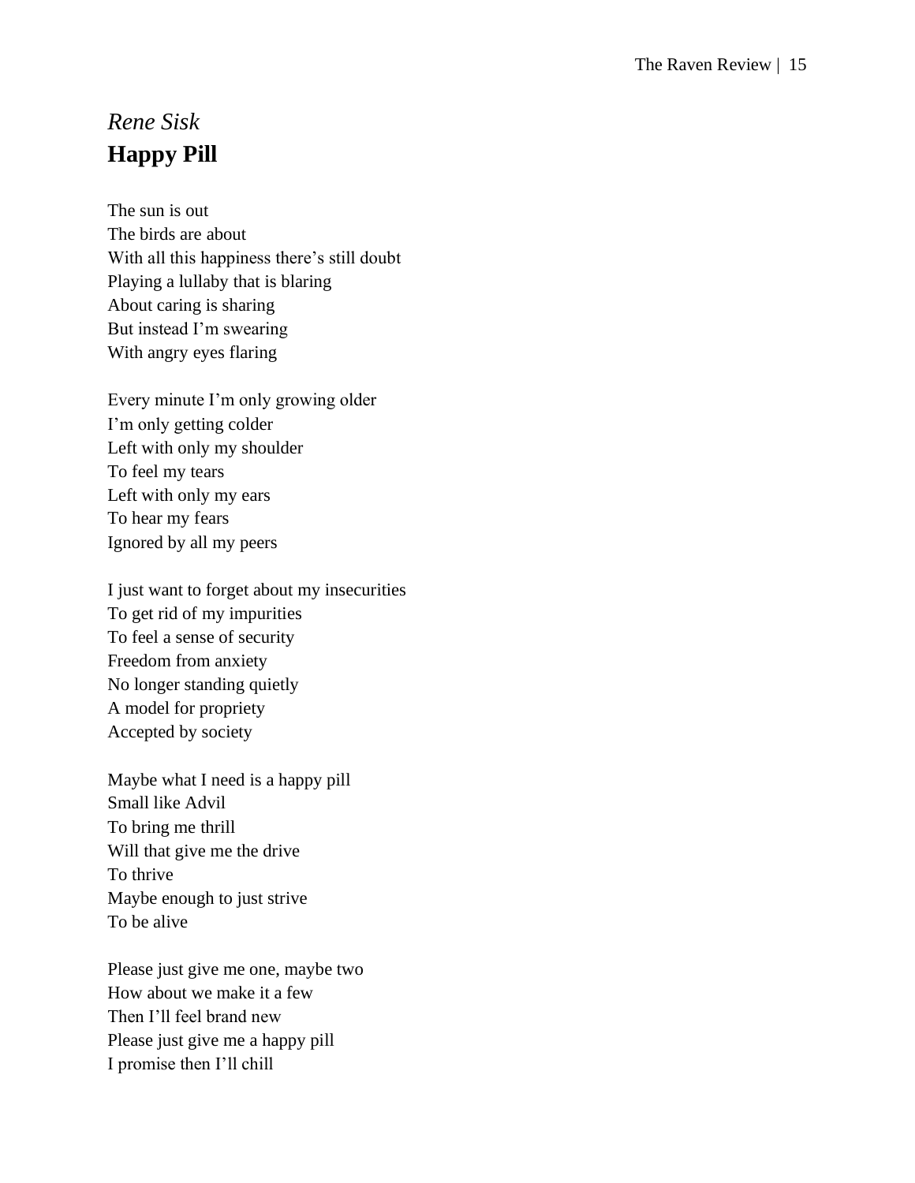*Rene Sisk*

## Happy Pill

The sun is out  
The birds are about  
With all this happiness there's still doubt  
Playing a lullaby that is blaring  
About caring is sharing  
But instead I'm swearing  
With angry eyes flaring

Every minute I'm only growing older  
I'm only getting colder  
Left with only my shoulder  
To feel my tears  
Left with only my ears  
To hear my fears  
Ignored by all my peers

I just want to forget about my insecurities  
To get rid of my impurities  
To feel a sense of security  
Freedom from anxiety  
No longer standing quietly  
A model for propriety  
Accepted by society

Maybe what I need is a happy pill  
Small like Advil  
To bring me thrill  
Will that give me the drive  
To thrive  
Maybe enough to just strive  
To be alive

Please just give me one, maybe two  
How about we make it a few  
Then I'll feel brand new  
Please just give me a happy pill  
I promise then I'll chill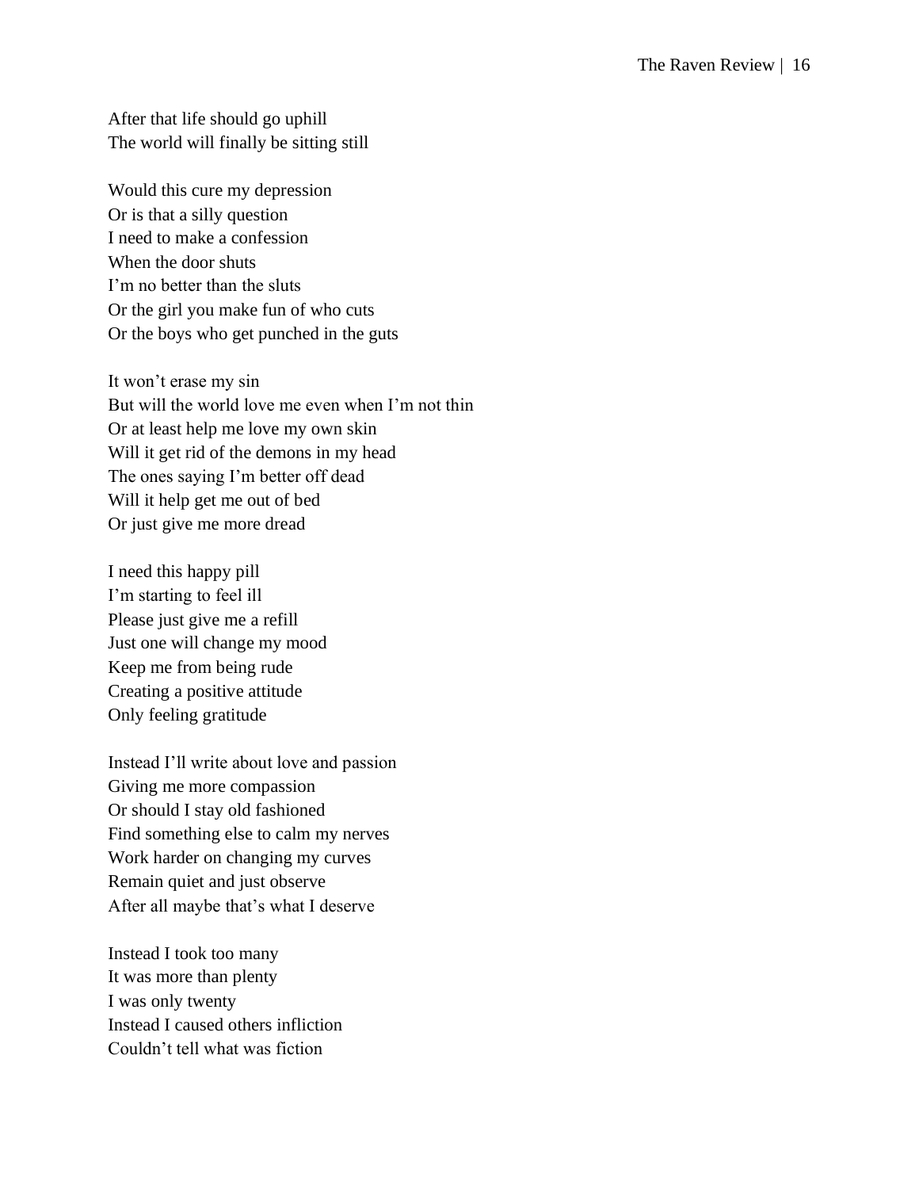After that life should go uphill
The world will finally be sitting still

Would this cure my depression
Or is that a silly question
I need to make a confession
When the door shuts
I'm no better than the sluts
Or the girl you make fun of who cuts
Or the boys who get punched in the guts

It won't erase my sin
But will the world love me even when I'm not thin
Or at least help me love my own skin
Will it get rid of the demons in my head
The ones saying I'm better off dead
Will it help get me out of bed
Or just give me more dread

I need this happy pill
I'm starting to feel ill
Please just give me a refill
Just one will change my mood
Keep me from being rude
Creating a positive attitude
Only feeling gratitude

Instead I'll write about love and passion
Giving me more compassion
Or should I stay old fashioned
Find something else to calm my nerves
Work harder on changing my curves
Remain quiet and just observe
After all maybe that's what I deserve

Instead I took too many
It was more than plenty
I was only twenty
Instead I caused others infliction
Couldn't tell what was fiction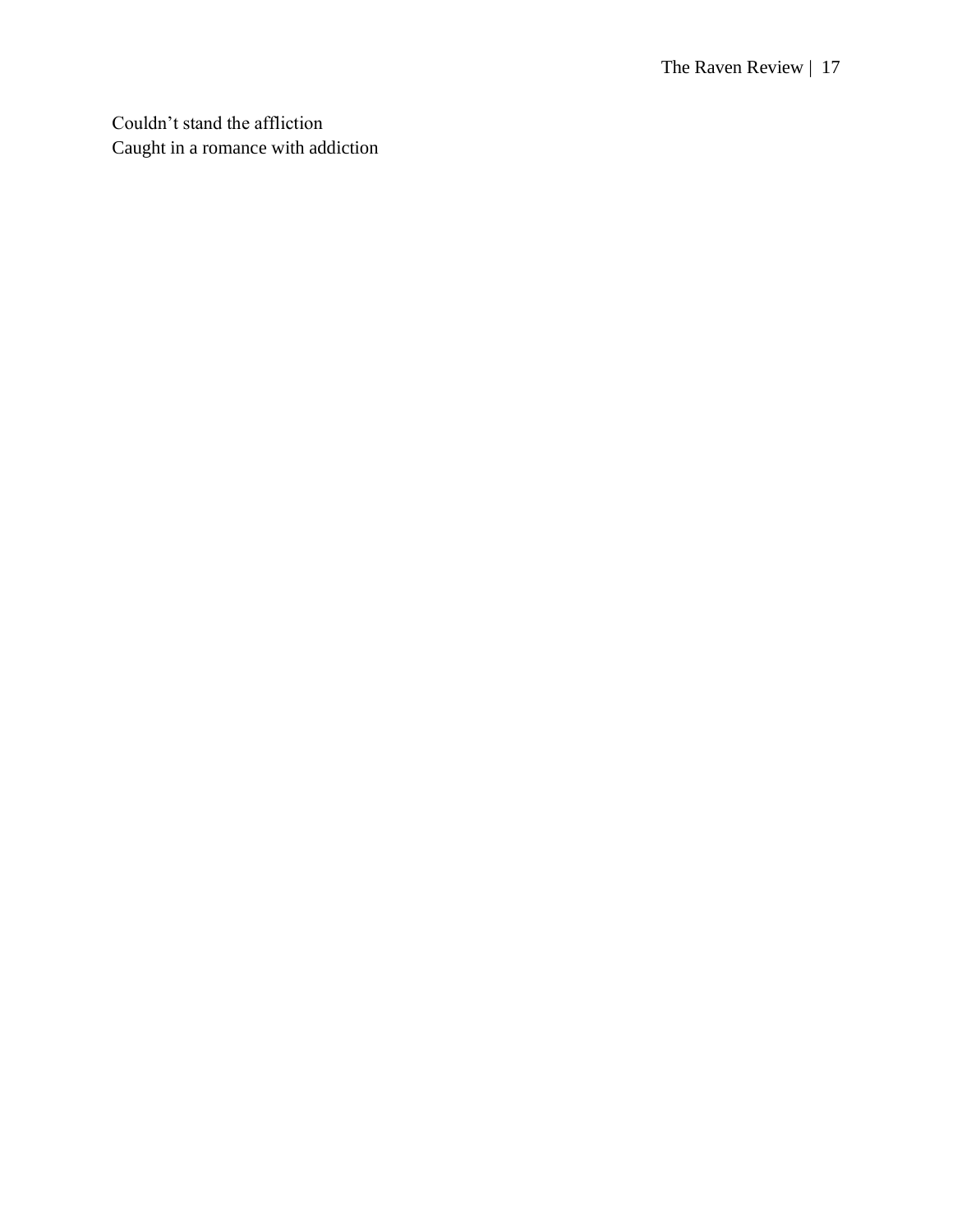Couldn’t stand the affliction  
Caught in a romance with addiction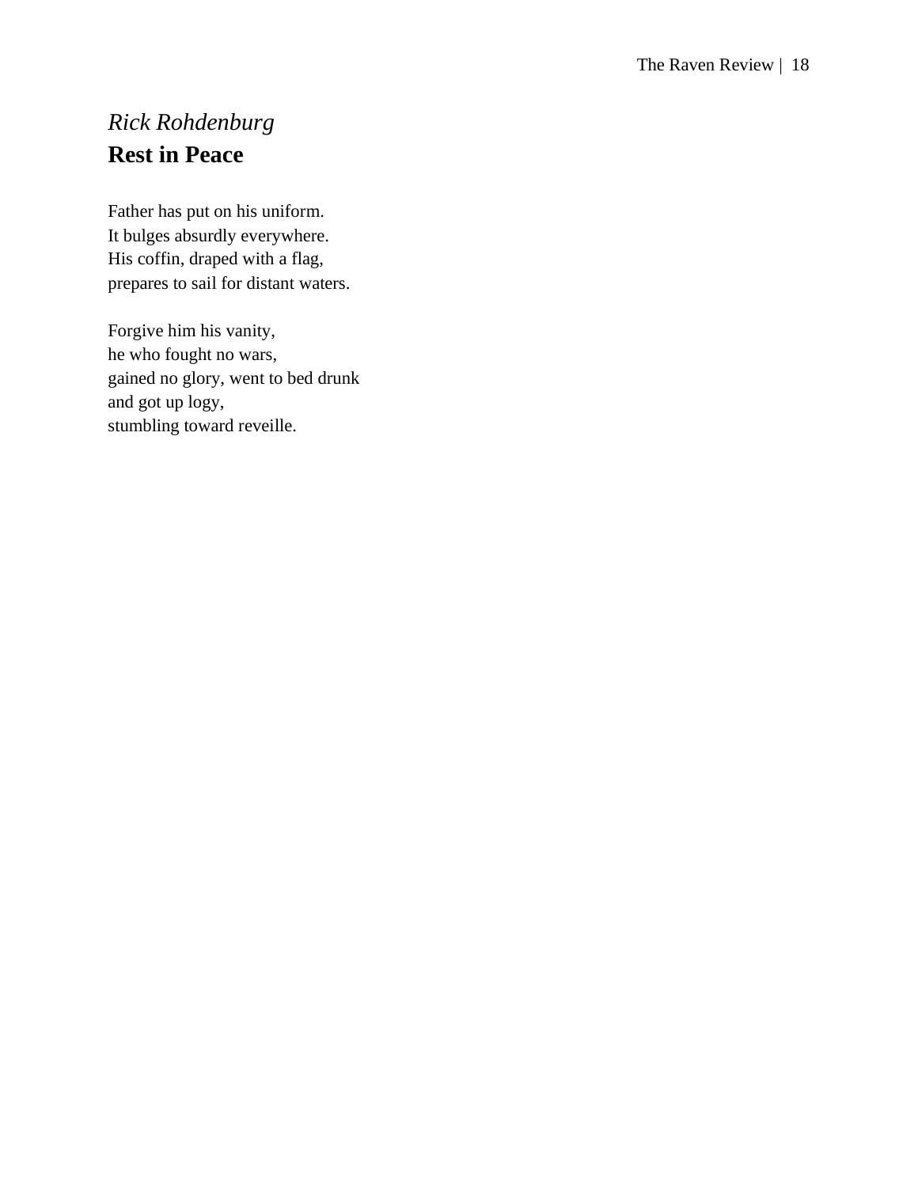*Rick Rohdenburg*

## Rest in Peace

Father has put on his uniform.  
It bulges absurdly everywhere.  
His coffin, draped with a flag,  
prepares to sail for distant waters.

Forgive him his vanity,  
he who fought no wars,  
gained no glory, went to bed drunk  
and got up logy,  
stumbling toward reveille.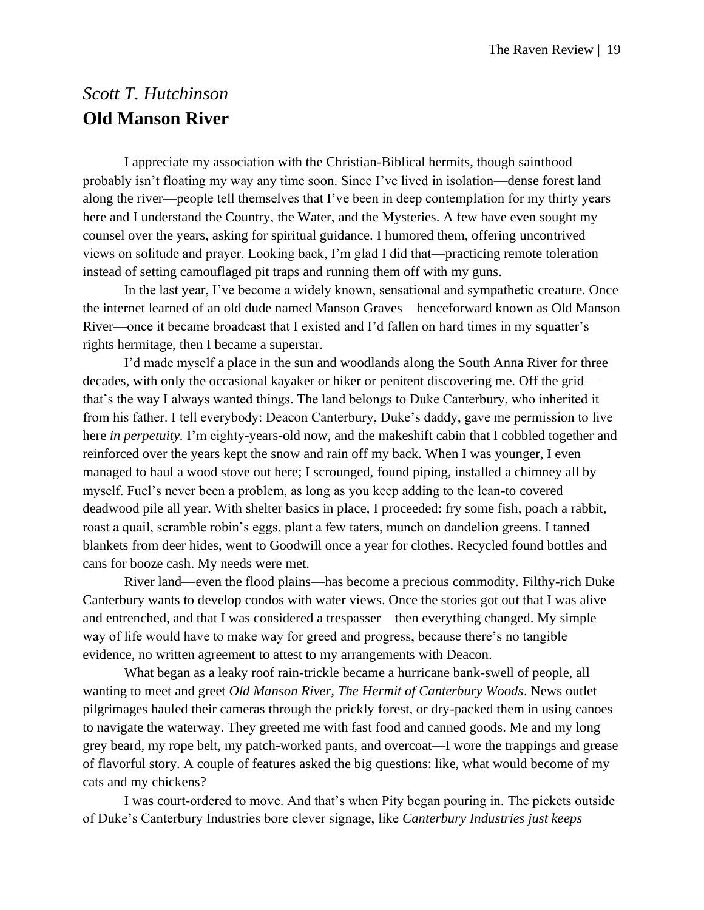*Scott T. Hutchinson*

## Old Manson River

I appreciate my association with the Christian-Biblical hermits, though sainthood probably isn't floating my way any time soon. Since I've lived in isolation—dense forest land along the river—people tell themselves that I've been in deep contemplation for my thirty years here and I understand the Country, the Water, and the Mysteries. A few have even sought my counsel over the years, asking for spiritual guidance. I humored them, offering uncontrived views on solitude and prayer. Looking back, I'm glad I did that—practicing remote toleration instead of setting camouflaged pit traps and running them off with my guns.

In the last year, I've become a widely known, sensational and sympathetic creature. Once the internet learned of an old dude named Manson Graves—henceforward known as Old Manson River—once it became broadcast that I existed and I'd fallen on hard times in my squatter's rights hermitage, then I became a superstar.

I'd made myself a place in the sun and woodlands along the South Anna River for three decades, with only the occasional kayaker or hiker or penitent discovering me. Off the grid—that's the way I always wanted things. The land belongs to Duke Canterbury, who inherited it from his father. I tell everybody: Deacon Canterbury, Duke's daddy, gave me permission to live here *in perpetuity.* I'm eighty-years-old now, and the makeshift cabin that I cobbled together and reinforced over the years kept the snow and rain off my back. When I was younger, I even managed to haul a wood stove out here; I scrounged, found piping, installed a chimney all by myself. Fuel's never been a problem, as long as you keep adding to the lean-to covered deadwood pile all year. With shelter basics in place, I proceeded: fry some fish, poach a rabbit, roast a quail, scramble robin's eggs, plant a few taters, munch on dandelion greens. I tanned blankets from deer hides, went to Goodwill once a year for clothes. Recycled found bottles and cans for booze cash. My needs were met.

River land—even the flood plains—has become a precious commodity. Filthy-rich Duke Canterbury wants to develop condos with water views. Once the stories got out that I was alive and entrenched, and that I was considered a trespasser—then everything changed. My simple way of life would have to make way for greed and progress, because there's no tangible evidence, no written agreement to attest to my arrangements with Deacon.

What began as a leaky roof rain-trickle became a hurricane bank-swell of people, all wanting to meet and greet *Old Manson River, The Hermit of Canterbury Woods*. News outlet pilgrimages hauled their cameras through the prickly forest, or dry-packed them in using canoes to navigate the waterway. They greeted me with fast food and canned goods. Me and my long grey beard, my rope belt, my patch-worked pants, and overcoat—I wore the trappings and grease of flavorful story. A couple of features asked the big questions: like, what would become of my cats and my chickens?

I was court-ordered to move. And that's when Pity began pouring in. The pickets outside of Duke's Canterbury Industries bore clever signage, like *Canterbury Industries just keeps*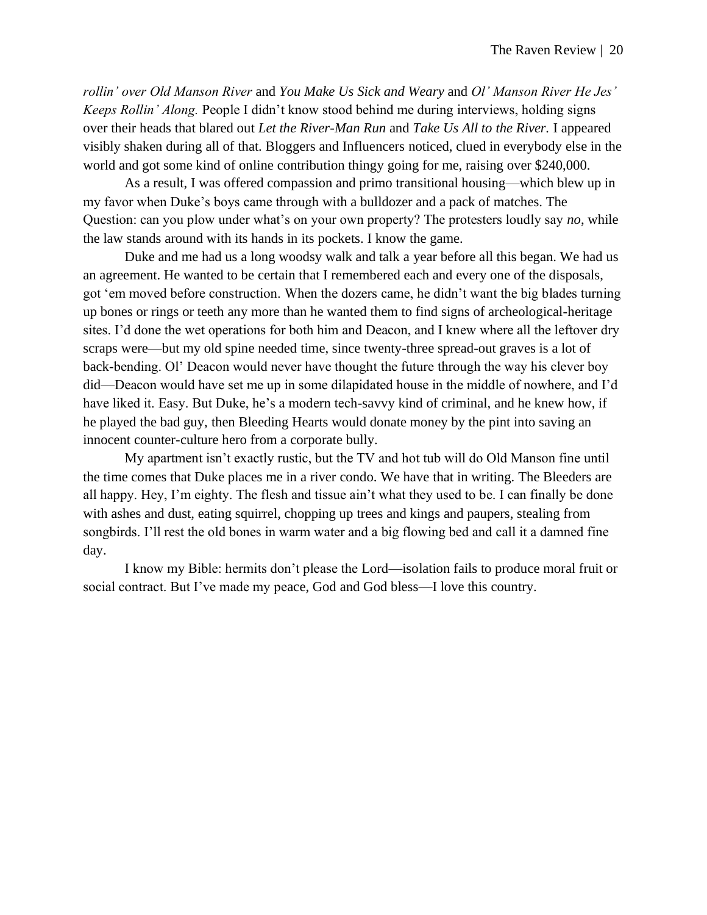*rollin' over Old Manson River* and *You Make Us Sick and Weary* and *Ol' Manson River He Jes' Keeps Rollin' Along.* People I didn't know stood behind me during interviews, holding signs over their heads that blared out *Let the River-Man Run* and *Take Us All to the River.* I appeared visibly shaken during all of that. Bloggers and Influencers noticed, clued in everybody else in the world and got some kind of online contribution thingy going for me, raising over $240,000.

As a result, I was offered compassion and primo transitional housing—which blew up in my favor when Duke's boys came through with a bulldozer and a pack of matches. The Question: can you plow under what's on your own property? The protesters loudly say *no*, while the law stands around with its hands in its pockets. I know the game.

Duke and me had us a long woodsy walk and talk a year before all this began. We had us an agreement. He wanted to be certain that I remembered each and every one of the disposals, got 'em moved before construction. When the dozers came, he didn't want the big blades turning up bones or rings or teeth any more than he wanted them to find signs of archeological-heritage sites. I'd done the wet operations for both him and Deacon, and I knew where all the leftover dry scraps were—but my old spine needed time, since twenty-three spread-out graves is a lot of back-bending. Ol' Deacon would never have thought the future through the way his clever boy did—Deacon would have set me up in some dilapidated house in the middle of nowhere, and I'd have liked it. Easy. But Duke, he's a modern tech-savvy kind of criminal, and he knew how, if he played the bad guy, then Bleeding Hearts would donate money by the pint into saving an innocent counter-culture hero from a corporate bully.

My apartment isn't exactly rustic, but the TV and hot tub will do Old Manson fine until the time comes that Duke places me in a river condo. We have that in writing. The Bleeders are all happy. Hey, I'm eighty. The flesh and tissue ain't what they used to be. I can finally be done with ashes and dust, eating squirrel, chopping up trees and kings and paupers, stealing from songbirds. I'll rest the old bones in warm water and a big flowing bed and call it a damned fine day.

I know my Bible: hermits don't please the Lord—isolation fails to produce moral fruit or social contract. But I've made my peace, God and God bless—I love this country.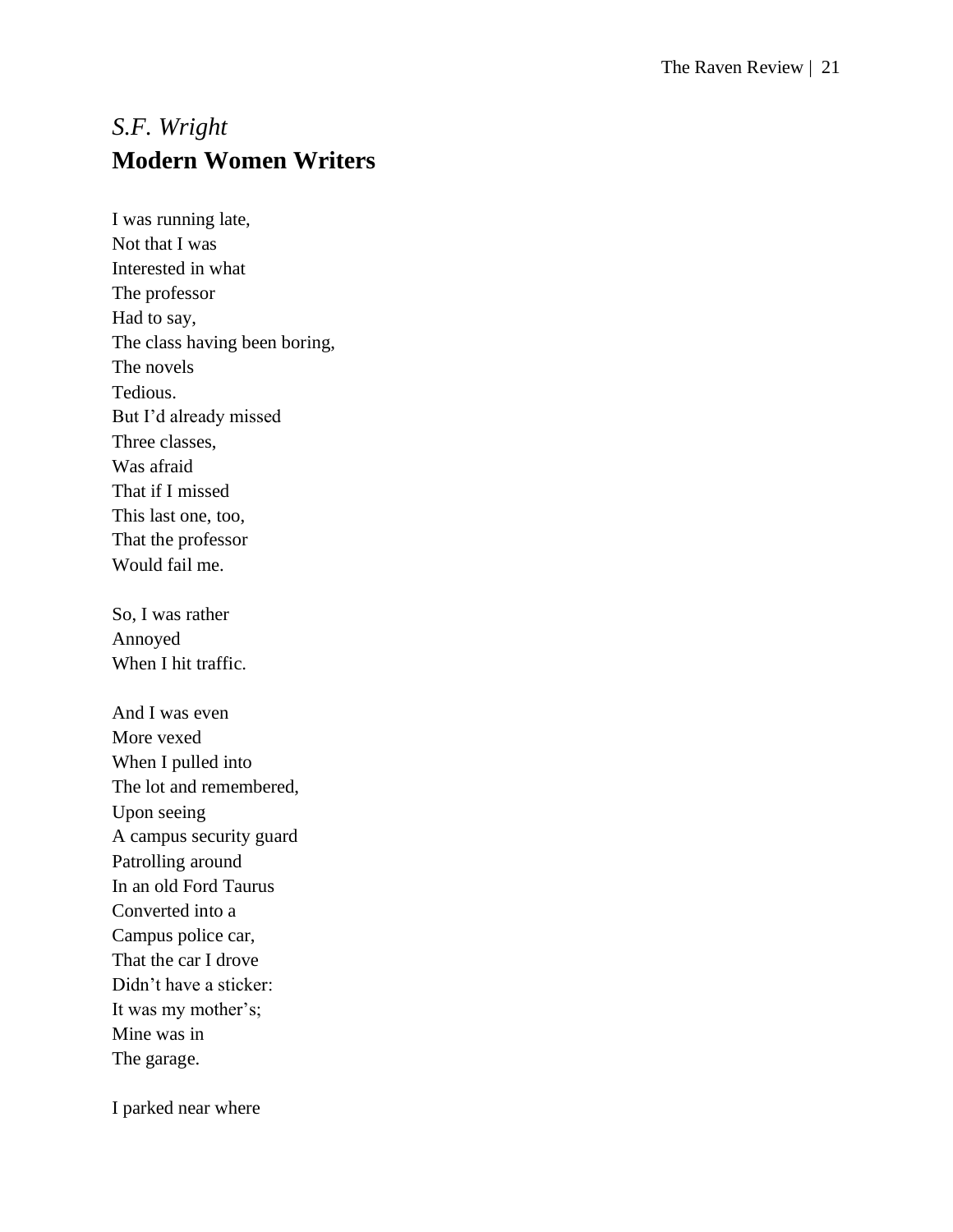*S.F. Wright*

## Modern Women Writers

I was running late,  
Not that I was  
Interested in what  
The professor  
Had to say,  
The class having been boring,  
The novels  
Tedious.  
But I'd already missed  
Three classes,  
Was afraid  
That if I missed  
This last one, too,  
That the professor  
Would fail me.

So, I was rather  
Annoyed  
When I hit traffic.

And I was even  
More vexed  
When I pulled into  
The lot and remembered,  
Upon seeing  
A campus security guard  
Patrolling around  
In an old Ford Taurus  
Converted into a  
Campus police car,  
That the car I drove  
Didn't have a sticker:  
It was my mother's;  
Mine was in  
The garage.

I parked near where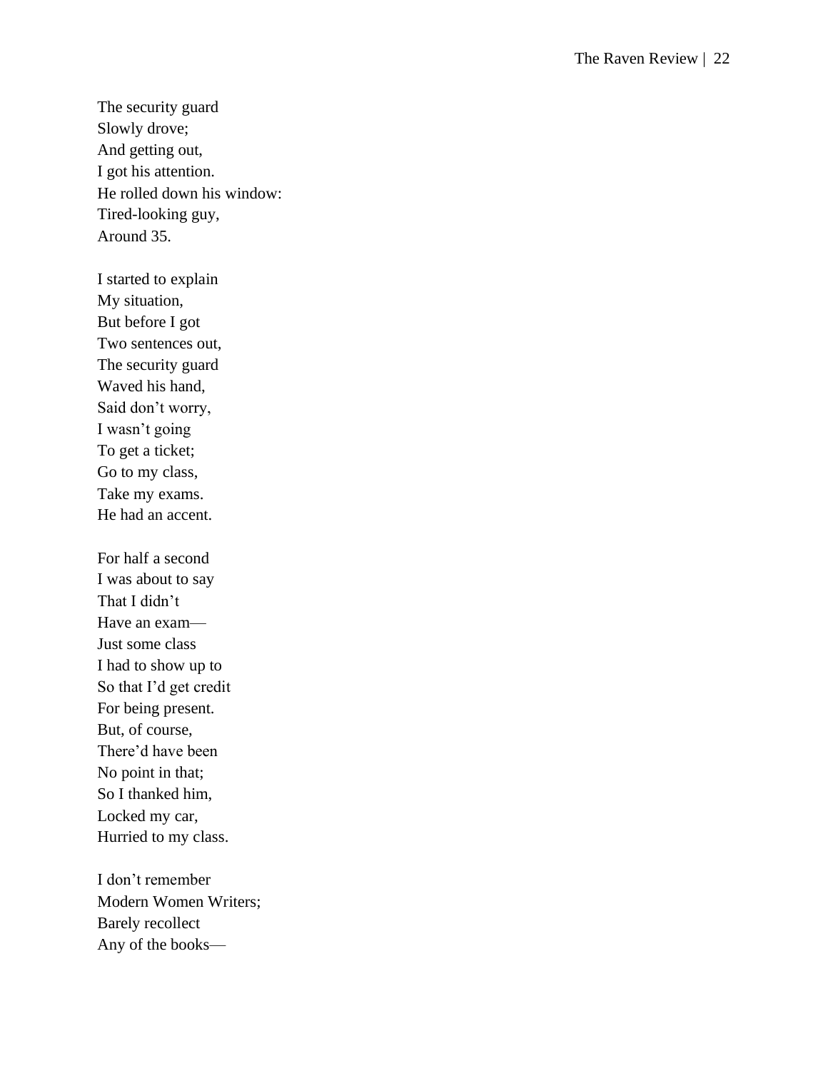The security guard  
Slowly drove;  
And getting out,  
I got his attention.  
He rolled down his window:  
Tired-looking guy,  
Around 35.

I started to explain  
My situation,  
But before I got  
Two sentences out,  
The security guard  
Waved his hand,  
Said don't worry,  
I wasn't going  
To get a ticket;  
Go to my class,  
Take my exams.  
He had an accent.

For half a second  
I was about to say  
That I didn't  
Have an exam—  
Just some class  
I had to show up to  
So that I'd get credit  
For being present.  
But, of course,  
There'd have been  
No point in that;  
So I thanked him,  
Locked my car,  
Hurried to my class.

I don't remember  
Modern Women Writers;  
Barely recollect  
Any of the books—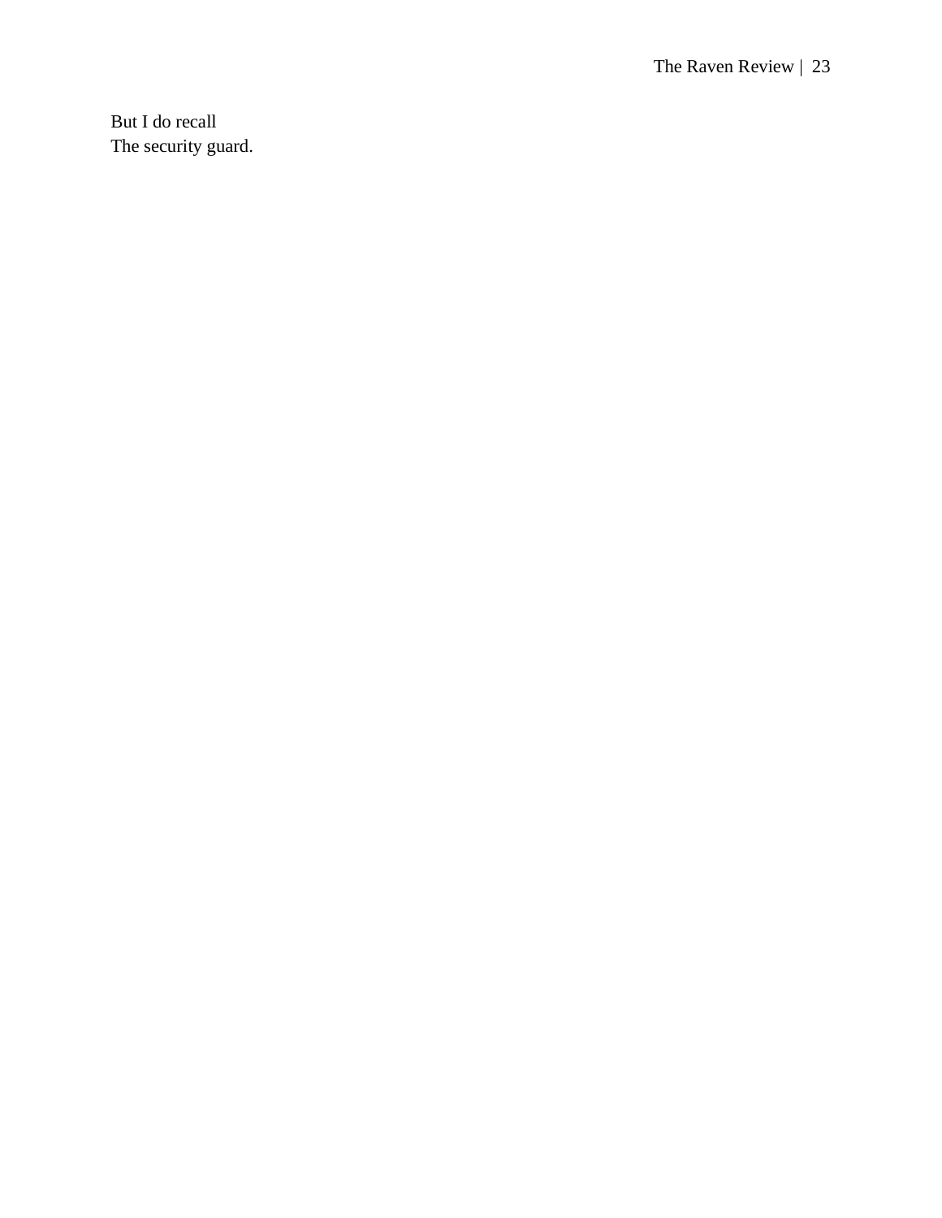But I do recall  
The security guard.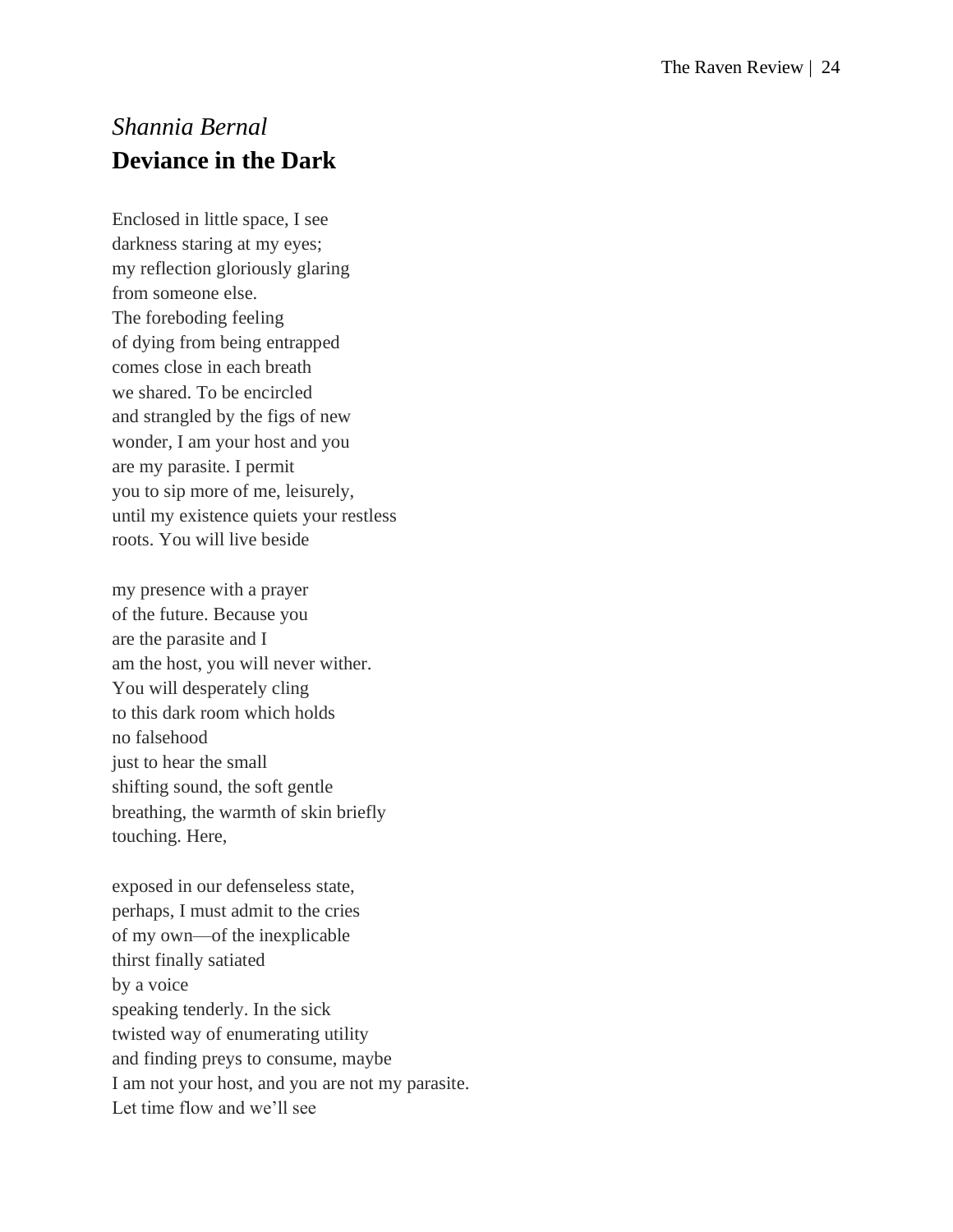*Shannia Bernal*

## **Deviance in the Dark**

Enclosed in little space, I see  
darkness staring at my eyes;  
my reflection gloriously glaring  
from someone else.  
The foreboding feeling  
of dying from being entrapped  
comes close in each breath  
we shared. To be encircled  
and strangled by the figs of new  
wonder, I am your host and you  
are my parasite. I permit  
you to sip more of me, leisurely,  
until my existence quiets your restless  
roots. You will live beside

my presence with a prayer  
of the future. Because you  
are the parasite and I  
am the host, you will never wither.  
You will desperately cling  
to this dark room which holds  
no falsehood  
just to hear the small  
shifting sound, the soft gentle  
breathing, the warmth of skin briefly  
touching. Here,

exposed in our defenseless state,  
perhaps, I must admit to the cries  
of my own—of the inexplicable  
thirst finally satiated  
by a voice  
speaking tenderly. In the sick  
twisted way of enumerating utility  
and finding preys to consume, maybe  
I am not your host, and you are not my parasite.  
Let time flow and we'll see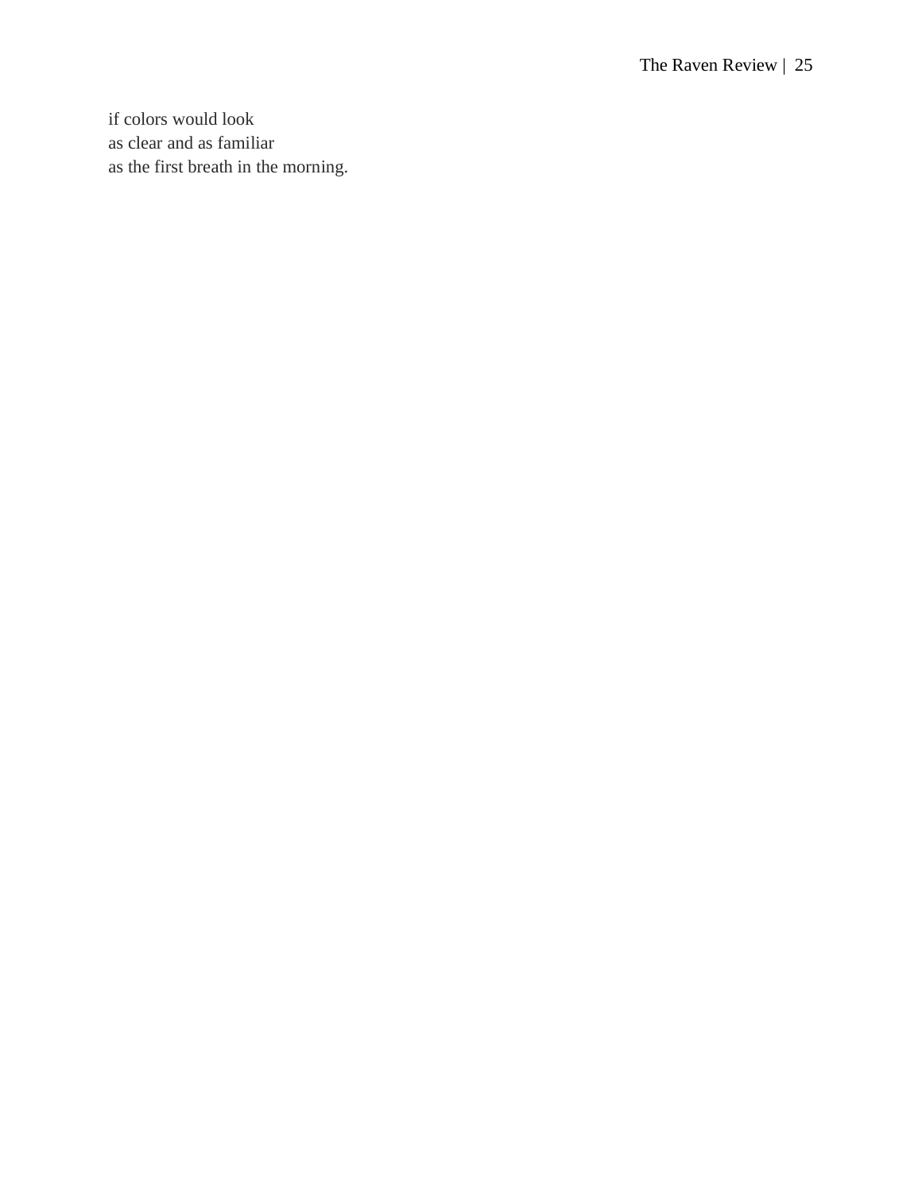if colors would look  
as clear and as familiar  
as the first breath in the morning.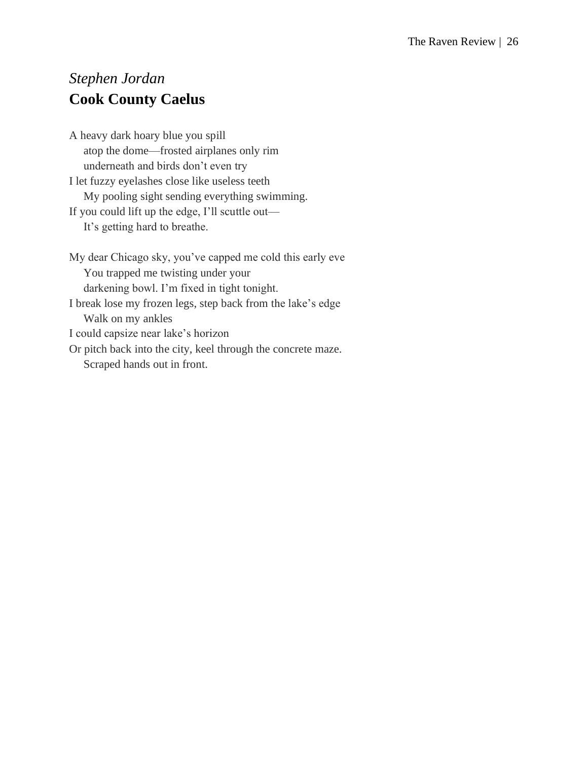*Stephen Jordan*

## Cook County Caelus

A heavy dark hoary blue you spill
    atop the dome—frosted airplanes only rim
    underneath and birds don't even try
I let fuzzy eyelashes close like useless teeth
    My pooling sight sending everything swimming.
If you could lift up the edge, I'll scuttle out—
    It's getting hard to breathe.

My dear Chicago sky, you've capped me cold this early eve
    You trapped me twisting under your
    darkening bowl. I'm fixed in tight tonight.
I break lose my frozen legs, step back from the lake's edge
    Walk on my ankles
I could capsize near lake's horizon
Or pitch back into the city, keel through the concrete maze.
    Scraped hands out in front.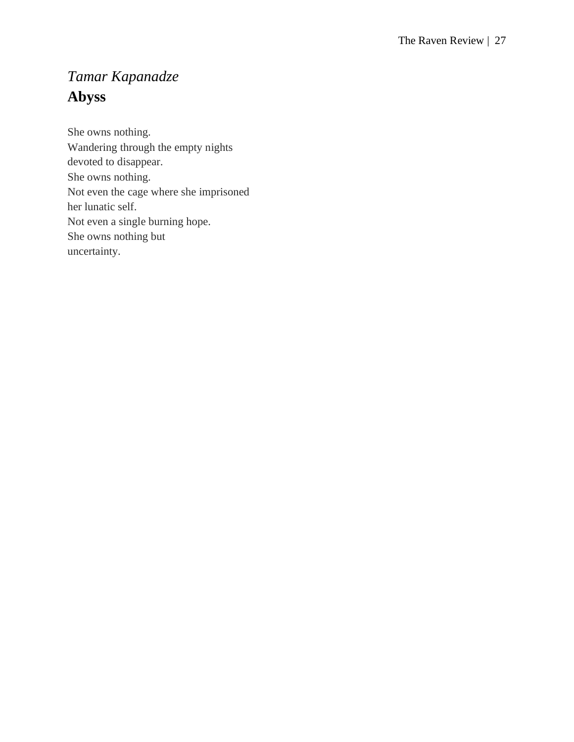*Tamar Kapanadze*
## Abyss

She owns nothing.
Wandering through the empty nights
devoted to disappear.
She owns nothing.
Not even the cage where she imprisoned
her lunatic self.
Not even a single burning hope.
She owns nothing but
uncertainty.